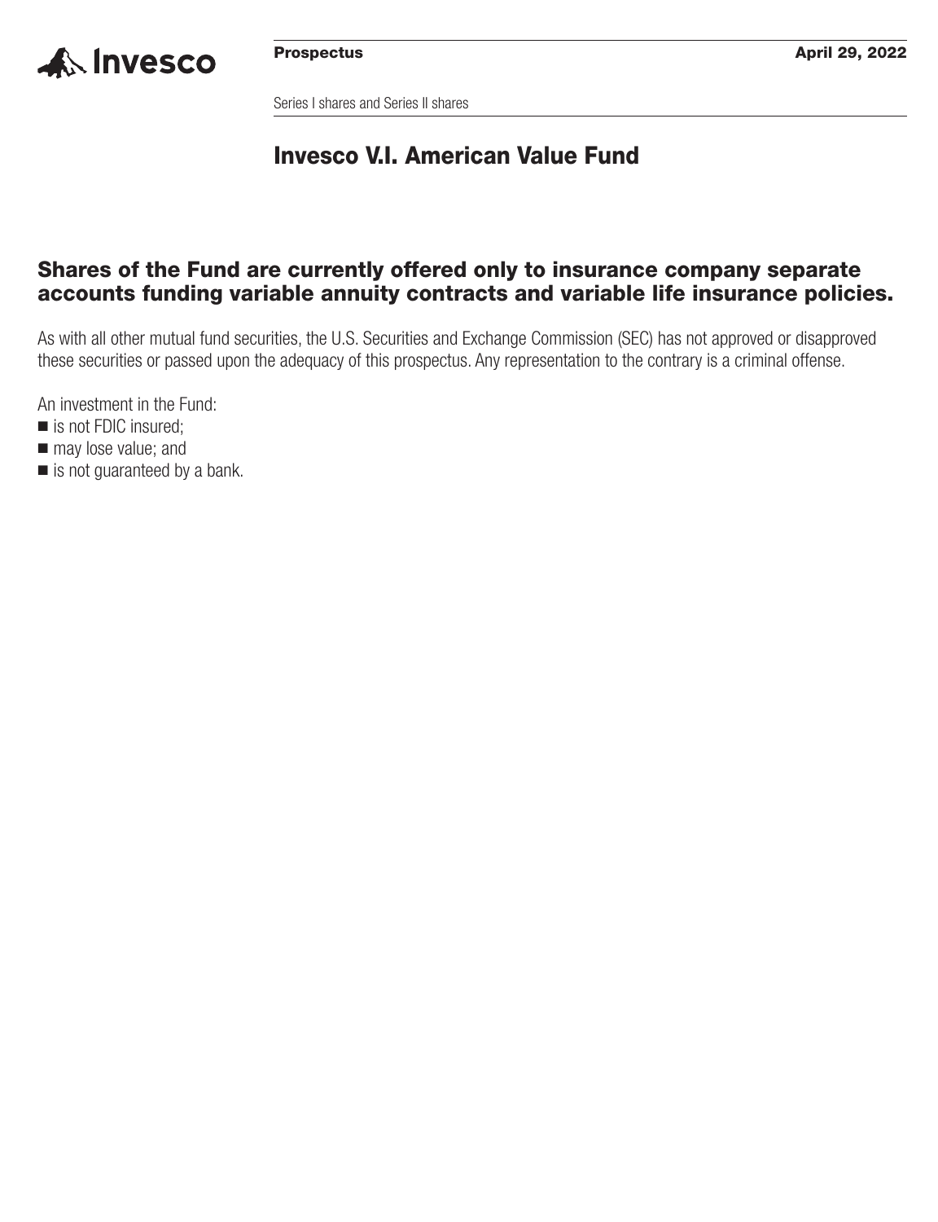**Prospectus** **April 29, 2022**

Series I shares and Series II shares

# Invesco V.I. American Value Fund

## Shares of the Fund are currently offered only to insurance company separate accounts funding variable annuity contracts and variable life insurance policies.

As with all other mutual fund securities, the U.S. Securities and Exchange Commission (SEC) has not approved or disapproved these securities or passed upon the adequacy of this prospectus. Any representation to the contrary is a criminal offense.

An investment in the Fund:

- is not FDIC insured;
- may lose value; and
- is not guaranteed by a bank.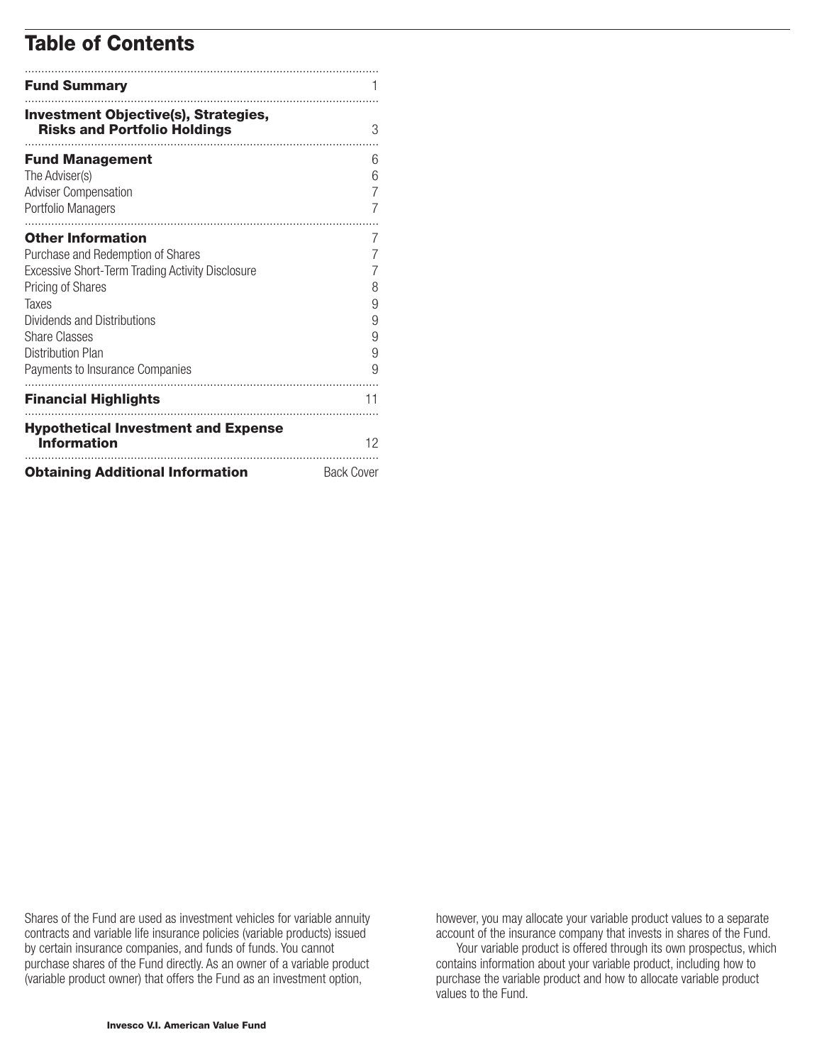# Table of Contents

| | |
|---|---|
| **Fund Summary** | 1 |
| **Investment Objective(s), Strategies, Risks and Portfolio Holdings** | 3 |
| **Fund Management** | 6 |
| The Adviser(s) | 6 |
| Adviser Compensation | 7 |
| Portfolio Managers | 7 |
| **Other Information** | 7 |
| Purchase and Redemption of Shares | 7 |
| Excessive Short-Term Trading Activity Disclosure | 7 |
| Pricing of Shares | 8 |
| Taxes | 9 |
| Dividends and Distributions | 9 |
| Share Classes | 9 |
| Distribution Plan | 9 |
| Payments to Insurance Companies | 9 |
| **Financial Highlights** | 11 |
| **Hypothetical Investment and Expense Information** | 12 |
| **Obtaining Additional Information** | Back Cover |

Shares of the Fund are used as investment vehicles for variable annuity contracts and variable life insurance policies (variable products) issued by certain insurance companies, and funds of funds. You cannot purchase shares of the Fund directly. As an owner of a variable product (variable product owner) that offers the Fund as an investment option, however, you may allocate your variable product values to a separate account of the insurance company that invests in shares of the Fund.

Your variable product is offered through its own prospectus, which contains information about your variable product, including how to purchase the variable product and how to allocate variable product values to the Fund.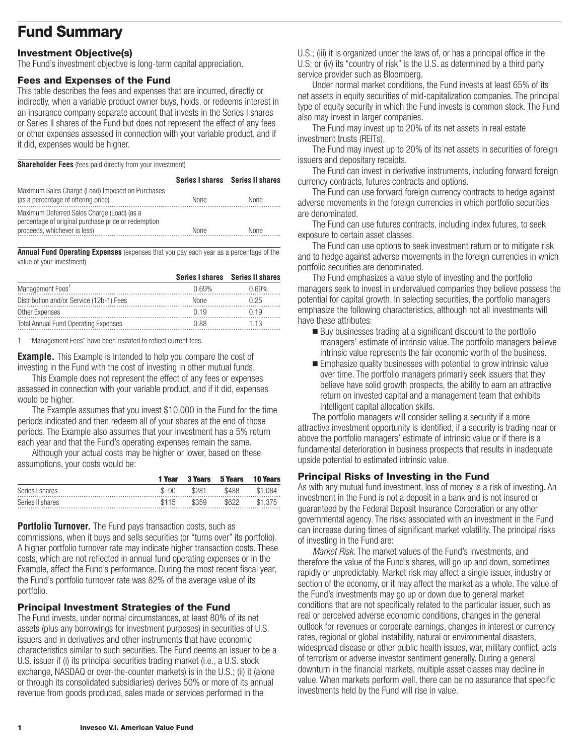# Fund Summary

### Investment Objective(s)

The Fund's investment objective is long-term capital appreciation.

### Fees and Expenses of the Fund

This table describes the fees and expenses that are incurred, directly or indirectly, when a variable product owner buys, holds, or redeems interest in an insurance company separate account that invests in the Series I shares or Series II shares of the Fund but does not represent the effect of any fees or other expenses assessed in connection with your variable product, and if it did, expenses would be higher.

**Shareholder Fees** (fees paid directly from your investment)

| | Series I shares | Series II shares |
|---|---|---|
| Maximum Sales Charge (Load) Imposed on Purchases (as a percentage of offering price) | None | None |
| Maximum Deferred Sales Charge (Load) (as a percentage of original purchase price or redemption proceeds, whichever is less) | None | None |

**Annual Fund Operating Expenses** (expenses that you pay each year as a percentage of the value of your investment)

| | Series I shares | Series II shares |
|---|---|---|
| Management Fees[1] | 0.69% | 0.69% |
| Distribution and/or Service (12b-1) Fees | None | 0.25 |
| Other Expenses | 0.19 | 0.19 |
| Total Annual Fund Operating Expenses | 0.88 | 1.13 |

1 "Management Fees" have been restated to reflect current fees.

**Example.** This Example is intended to help you compare the cost of investing in the Fund with the cost of investing in other mutual funds.

This Example does not represent the effect of any fees or expenses assessed in connection with your variable product, and if it did, expenses would be higher.

The Example assumes that you invest $10,000 in the Fund for the time periods indicated and then redeem all of your shares at the end of those periods. The Example also assumes that your investment has a 5% return each year and that the Fund's operating expenses remain the same.

Although your actual costs may be higher or lower, based on these assumptions, your costs would be:

| | 1 Year | 3 Years | 5 Years | 10 Years |
|---|---|---|---|---|
| Series I shares | $ 90 | $281 | $488 | $1,084 |
| Series II shares | $115 | $359 | $622 | $1,375 |

**Portfolio Turnover.** The Fund pays transaction costs, such as commissions, when it buys and sells securities (or "turns over" its portfolio). A higher portfolio turnover rate may indicate higher transaction costs. These costs, which are not reflected in annual fund operating expenses or in the Example, affect the Fund's performance. During the most recent fiscal year, the Fund's portfolio turnover rate was 82% of the average value of its portfolio.

### Principal Investment Strategies of the Fund

The Fund invests, under normal circumstances, at least 80% of its net assets (plus any borrowings for investment purposes) in securities of U.S. issuers and in derivatives and other instruments that have economic characteristics similar to such securities. The Fund deems an issuer to be a U.S. issuer if (i) its principal securities trading market (i.e., a U.S. stock exchange, NASDAQ or over-the-counter markets) is in the U.S.; (ii) it (alone or through its consolidated subsidiaries) derives 50% or more of its annual revenue from goods produced, sales made or services performed in the U.S.; (iii) it is organized under the laws of, or has a principal office in the U.S; or (iv) its "country of risk" is the U.S. as determined by a third party service provider such as Bloomberg.

Under normal market conditions, the Fund invests at least 65% of its net assets in equity securities of mid-capitalization companies. The principal type of equity security in which the Fund invests is common stock. The Fund also may invest in larger companies.

The Fund may invest up to 20% of its net assets in real estate investment trusts (REITs).

The Fund may invest up to 20% of its net assets in securities of foreign issuers and depositary receipts.

The Fund can invest in derivative instruments, including forward foreign currency contracts, futures contracts and options.

The Fund can use forward foreign currency contracts to hedge against adverse movements in the foreign currencies in which portfolio securities are denominated.

The Fund can use futures contracts, including index futures, to seek exposure to certain asset classes.

The Fund can use options to seek investment return or to mitigate risk and to hedge against adverse movements in the foreign currencies in which portfolio securities are denominated.

The Fund emphasizes a value style of investing and the portfolio managers seek to invest in undervalued companies they believe possess the potential for capital growth. In selecting securities, the portfolio managers emphasize the following characteristics, although not all investments will have these attributes:

- Buy businesses trading at a significant discount to the portfolio managers' estimate of intrinsic value. The portfolio managers believe intrinsic value represents the fair economic worth of the business.
- Emphasize quality businesses with potential to grow intrinsic value over time. The portfolio managers primarily seek issuers that they believe have solid growth prospects, the ability to earn an attractive return on invested capital and a management team that exhibits intelligent capital allocation skills.

The portfolio managers will consider selling a security if a more attractive investment opportunity is identified, if a security is trading near or above the portfolio managers' estimate of intrinsic value or if there is a fundamental deterioration in business prospects that results in inadequate upside potential to estimated intrinsic value.

### Principal Risks of Investing in the Fund

As with any mutual fund investment, loss of money is a risk of investing. An investment in the Fund is not a deposit in a bank and is not insured or guaranteed by the Federal Deposit Insurance Corporation or any other governmental agency. The risks associated with an investment in the Fund can increase during times of significant market volatility. The principal risks of investing in the Fund are:

*Market Risk.* The market values of the Fund's investments, and therefore the value of the Fund's shares, will go up and down, sometimes rapidly or unpredictably. Market risk may affect a single issuer, industry or section of the economy, or it may affect the market as a whole. The value of the Fund's investments may go up or down due to general market conditions that are not specifically related to the particular issuer, such as real or perceived adverse economic conditions, changes in the general outlook for revenues or corporate earnings, changes in interest or currency rates, regional or global instability, natural or environmental disasters, widespread disease or other public health issues, war, military conflict, acts of terrorism or adverse investor sentiment generally. During a general downturn in the financial markets, multiple asset classes may decline in value. When markets perform well, there can be no assurance that specific investments held by the Fund will rise in value.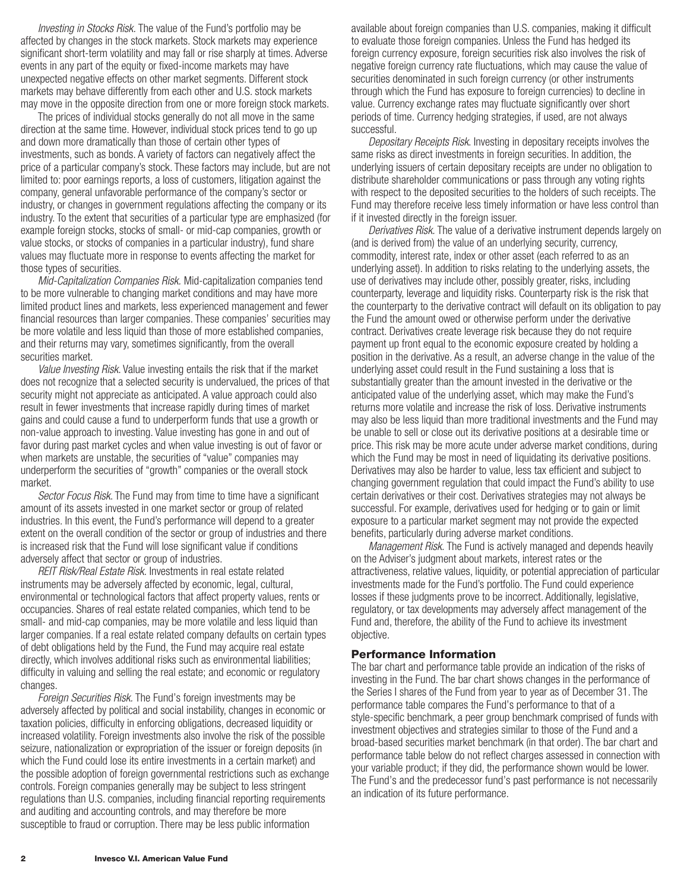*Investing in Stocks Risk.* The value of the Fund's portfolio may be affected by changes in the stock markets. Stock markets may experience significant short-term volatility and may fall or rise sharply at times. Adverse events in any part of the equity or fixed-income markets may have unexpected negative effects on other market segments. Different stock markets may behave differently from each other and U.S. stock markets may move in the opposite direction from one or more foreign stock markets.

The prices of individual stocks generally do not all move in the same direction at the same time. However, individual stock prices tend to go up and down more dramatically than those of certain other types of investments, such as bonds. A variety of factors can negatively affect the price of a particular company's stock. These factors may include, but are not limited to: poor earnings reports, a loss of customers, litigation against the company, general unfavorable performance of the company's sector or industry, or changes in government regulations affecting the company or its industry. To the extent that securities of a particular type are emphasized (for example foreign stocks, stocks of small- or mid-cap companies, growth or value stocks, or stocks of companies in a particular industry), fund share values may fluctuate more in response to events affecting the market for those types of securities.

*Mid-Capitalization Companies Risk.* Mid-capitalization companies tend to be more vulnerable to changing market conditions and may have more limited product lines and markets, less experienced management and fewer financial resources than larger companies. These companies' securities may be more volatile and less liquid than those of more established companies, and their returns may vary, sometimes significantly, from the overall securities market.

*Value Investing Risk.* Value investing entails the risk that if the market does not recognize that a selected security is undervalued, the prices of that security might not appreciate as anticipated. A value approach could also result in fewer investments that increase rapidly during times of market gains and could cause a fund to underperform funds that use a growth or non-value approach to investing. Value investing has gone in and out of favor during past market cycles and when value investing is out of favor or when markets are unstable, the securities of "value" companies may underperform the securities of "growth" companies or the overall stock market.

*Sector Focus Risk.* The Fund may from time to time have a significant amount of its assets invested in one market sector or group of related industries. In this event, the Fund's performance will depend to a greater extent on the overall condition of the sector or group of industries and there is increased risk that the Fund will lose significant value if conditions adversely affect that sector or group of industries.

*REIT Risk/Real Estate Risk.* Investments in real estate related instruments may be adversely affected by economic, legal, cultural, environmental or technological factors that affect property values, rents or occupancies. Shares of real estate related companies, which tend to be small- and mid-cap companies, may be more volatile and less liquid than larger companies. If a real estate related company defaults on certain types of debt obligations held by the Fund, the Fund may acquire real estate directly, which involves additional risks such as environmental liabilities; difficulty in valuing and selling the real estate; and economic or regulatory changes.

*Foreign Securities Risk.* The Fund's foreign investments may be adversely affected by political and social instability, changes in economic or taxation policies, difficulty in enforcing obligations, decreased liquidity or increased volatility. Foreign investments also involve the risk of the possible seizure, nationalization or expropriation of the issuer or foreign deposits (in which the Fund could lose its entire investments in a certain market) and the possible adoption of foreign governmental restrictions such as exchange controls. Foreign companies generally may be subject to less stringent regulations than U.S. companies, including financial reporting requirements and auditing and accounting controls, and may therefore be more susceptible to fraud or corruption. There may be less public information available about foreign companies than U.S. companies, making it difficult to evaluate those foreign companies. Unless the Fund has hedged its foreign currency exposure, foreign securities risk also involves the risk of negative foreign currency rate fluctuations, which may cause the value of securities denominated in such foreign currency (or other instruments through which the Fund has exposure to foreign currencies) to decline in value. Currency exchange rates may fluctuate significantly over short periods of time. Currency hedging strategies, if used, are not always successful.

*Depositary Receipts Risk.* Investing in depositary receipts involves the same risks as direct investments in foreign securities. In addition, the underlying issuers of certain depositary receipts are under no obligation to distribute shareholder communications or pass through any voting rights with respect to the deposited securities to the holders of such receipts. The Fund may therefore receive less timely information or have less control than if it invested directly in the foreign issuer.

*Derivatives Risk.* The value of a derivative instrument depends largely on (and is derived from) the value of an underlying security, currency, commodity, interest rate, index or other asset (each referred to as an underlying asset). In addition to risks relating to the underlying assets, the use of derivatives may include other, possibly greater, risks, including counterparty, leverage and liquidity risks. Counterparty risk is the risk that the counterparty to the derivative contract will default on its obligation to pay the Fund the amount owed or otherwise perform under the derivative contract. Derivatives create leverage risk because they do not require payment up front equal to the economic exposure created by holding a position in the derivative. As a result, an adverse change in the value of the underlying asset could result in the Fund sustaining a loss that is substantially greater than the amount invested in the derivative or the anticipated value of the underlying asset, which may make the Fund's returns more volatile and increase the risk of loss. Derivative instruments may also be less liquid than more traditional investments and the Fund may be unable to sell or close out its derivative positions at a desirable time or price. This risk may be more acute under adverse market conditions, during which the Fund may be most in need of liquidating its derivative positions. Derivatives may also be harder to value, less tax efficient and subject to changing government regulation that could impact the Fund's ability to use certain derivatives or their cost. Derivatives strategies may not always be successful. For example, derivatives used for hedging or to gain or limit exposure to a particular market segment may not provide the expected benefits, particularly during adverse market conditions.

*Management Risk.* The Fund is actively managed and depends heavily on the Adviser's judgment about markets, interest rates or the attractiveness, relative values, liquidity, or potential appreciation of particular investments made for the Fund's portfolio. The Fund could experience losses if these judgments prove to be incorrect. Additionally, legislative, regulatory, or tax developments may adversely affect management of the Fund and, therefore, the ability of the Fund to achieve its investment objective.

## Performance Information

The bar chart and performance table provide an indication of the risks of investing in the Fund. The bar chart shows changes in the performance of the Series I shares of the Fund from year to year as of December 31. The performance table compares the Fund's performance to that of a style-specific benchmark, a peer group benchmark comprised of funds with investment objectives and strategies similar to those of the Fund and a broad-based securities market benchmark (in that order). The bar chart and performance table below do not reflect charges assessed in connection with your variable product; if they did, the performance shown would be lower. The Fund's and the predecessor fund's past performance is not necessarily an indication of its future performance.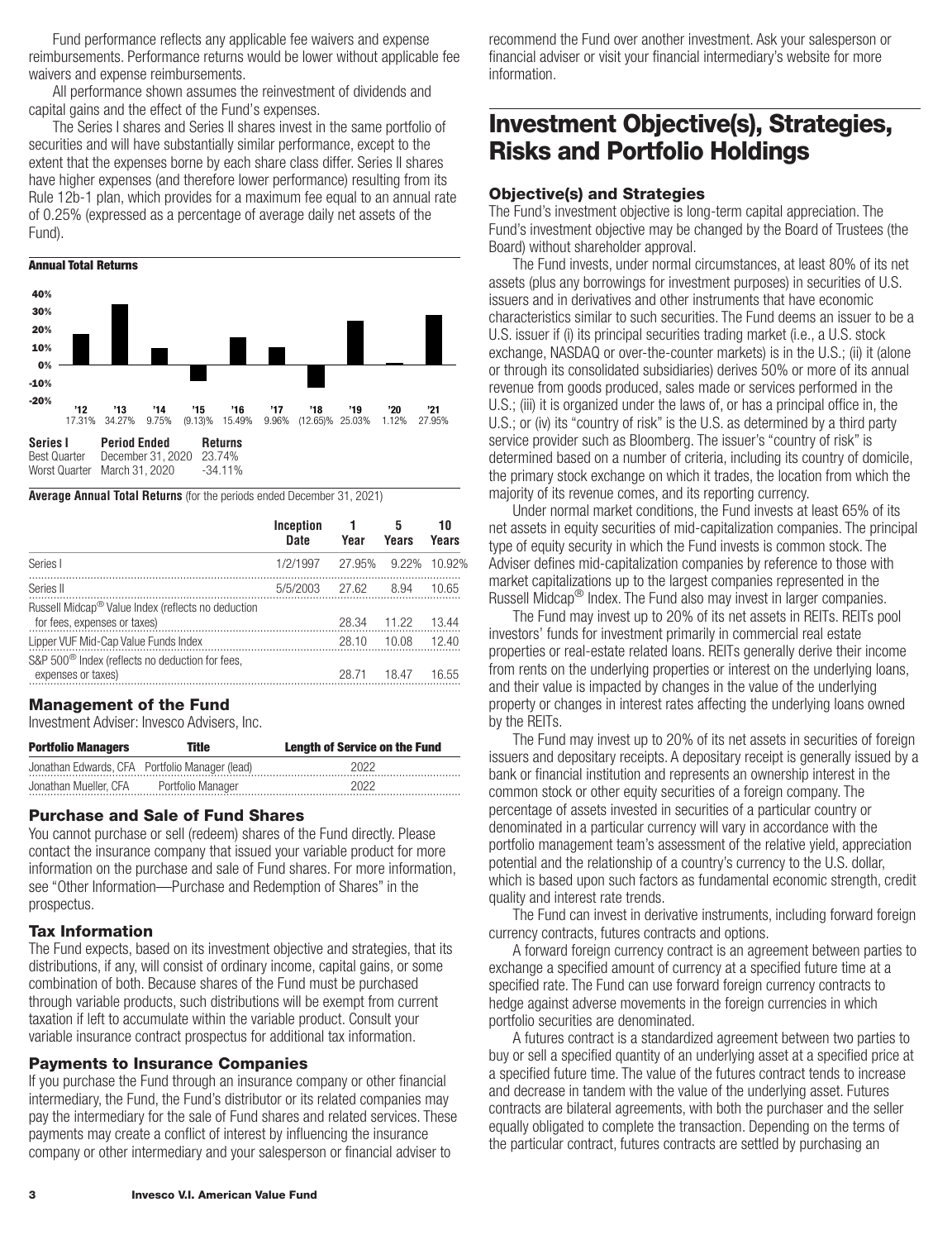Fund performance reflects any applicable fee waivers and expense reimbursements. Performance returns would be lower without applicable fee waivers and expense reimbursements.

All performance shown assumes the reinvestment of dividends and capital gains and the effect of the Fund's expenses.

The Series I shares and Series II shares invest in the same portfolio of securities and will have substantially similar performance, except to the extent that the expenses borne by each share class differ. Series II shares have higher expenses (and therefore lower performance) resulting from its Rule 12b-1 plan, which provides for a maximum fee equal to an annual rate of 0.25% (expressed as a percentage of average daily net assets of the Fund).

**Annual Total Returns**

| '12 | '13 | '14 | '15 | '16 | '17 | '18 | '19 | '20 | '21 |
|---|---|---|---|---|---|---|---|---|---|
| 17.31% | 34.27% | 9.75% | (9.13)% | 15.49% | 9.96% | (12.65)% | 25.03% | 1.12% | 27.95% |

| Series I | Period Ended | Returns |
|---|---|---|
| Best Quarter | December 31, 2020 | 23.74% |
| Worst Quarter | March 31, 2020 | -34.11% |

**Average Annual Total Returns** (for the periods ended December 31, 2021)

| | Inception Date | 1 Year | 5 Years | 10 Years |
|---|---|---|---|---|
| Series I | 1/2/1997 | 27.95% | 9.22% | 10.92% |
| Series II | 5/5/2003 | 27.62 | 8.94 | 10.65 |
| Russell Midcap® Value Index (reflects no deduction for fees, expenses or taxes) | | 28.34 | 11.22 | 13.44 |
| Lipper VUF Mid-Cap Value Funds Index | | 28.10 | 10.08 | 12.40 |
| S&P 500® Index (reflects no deduction for fees, expenses or taxes) | | 28.71 | 18.47 | 16.55 |

## Management of the Fund

Investment Adviser: Invesco Advisers, Inc.

| Portfolio Managers | Title | Length of Service on the Fund |
|---|---|---|
| Jonathan Edwards, CFA | Portfolio Manager (lead) | 2022 |
| Jonathan Mueller, CFA | Portfolio Manager | 2022 |

## Purchase and Sale of Fund Shares

You cannot purchase or sell (redeem) shares of the Fund directly. Please contact the insurance company that issued your variable product for more information on the purchase and sale of Fund shares. For more information, see "Other Information—Purchase and Redemption of Shares" in the prospectus.

## Tax Information

The Fund expects, based on its investment objective and strategies, that its distributions, if any, will consist of ordinary income, capital gains, or some combination of both. Because shares of the Fund must be purchased through variable products, such distributions will be exempt from current taxation if left to accumulate within the variable product. Consult your variable insurance contract prospectus for additional tax information.

## Payments to Insurance Companies

If you purchase the Fund through an insurance company or other financial intermediary, the Fund, the Fund's distributor or its related companies may pay the intermediary for the sale of Fund shares and related services. These payments may create a conflict of interest by influencing the insurance company or other intermediary and your salesperson or financial adviser to recommend the Fund over another investment. Ask your salesperson or financial adviser or visit your financial intermediary's website for more information.

# Investment Objective(s), Strategies, Risks and Portfolio Holdings

## Objective(s) and Strategies

The Fund's investment objective is long-term capital appreciation. The Fund's investment objective may be changed by the Board of Trustees (the Board) without shareholder approval.

The Fund invests, under normal circumstances, at least 80% of its net assets (plus any borrowings for investment purposes) in securities of U.S. issuers and in derivatives and other instruments that have economic characteristics similar to such securities. The Fund deems an issuer to be a U.S. issuer if (i) its principal securities trading market (i.e., a U.S. stock exchange, NASDAQ or over-the-counter markets) is in the U.S.; (ii) it (alone or through its consolidated subsidiaries) derives 50% or more of its annual revenue from goods produced, sales made or services performed in the U.S.; (iii) it is organized under the laws of, or has a principal office in, the U.S.; or (iv) its "country of risk" is the U.S. as determined by a third party service provider such as Bloomberg. The issuer's "country of risk" is determined based on a number of criteria, including its country of domicile, the primary stock exchange on which it trades, the location from which the majority of its revenue comes, and its reporting currency.

Under normal market conditions, the Fund invests at least 65% of its net assets in equity securities of mid-capitalization companies. The principal type of equity security in which the Fund invests is common stock. The Adviser defines mid-capitalization companies by reference to those with market capitalizations up to the largest companies represented in the Russell Midcap® Index. The Fund also may invest in larger companies.

The Fund may invest up to 20% of its net assets in REITs. REITs pool investors' funds for investment primarily in commercial real estate properties or real-estate related loans. REITs generally derive their income from rents on the underlying properties or interest on the underlying loans, and their value is impacted by changes in the value of the underlying property or changes in interest rates affecting the underlying loans owned by the REITs.

The Fund may invest up to 20% of its net assets in securities of foreign issuers and depositary receipts. A depositary receipt is generally issued by a bank or financial institution and represents an ownership interest in the common stock or other equity securities of a foreign company. The percentage of assets invested in securities of a particular country or denominated in a particular currency will vary in accordance with the portfolio management team's assessment of the relative yield, appreciation potential and the relationship of a country's currency to the U.S. dollar, which is based upon such factors as fundamental economic strength, credit quality and interest rate trends.

The Fund can invest in derivative instruments, including forward foreign currency contracts, futures contracts and options.

A forward foreign currency contract is an agreement between parties to exchange a specified amount of currency at a specified future time at a specified rate. The Fund can use forward foreign currency contracts to hedge against adverse movements in the foreign currencies in which portfolio securities are denominated.

A futures contract is a standardized agreement between two parties to buy or sell a specified quantity of an underlying asset at a specified price at a specified future time. The value of the futures contract tends to increase and decrease in tandem with the value of the underlying asset. Futures contracts are bilateral agreements, with both the purchaser and the seller equally obligated to complete the transaction. Depending on the terms of the particular contract, futures contracts are settled by purchasing an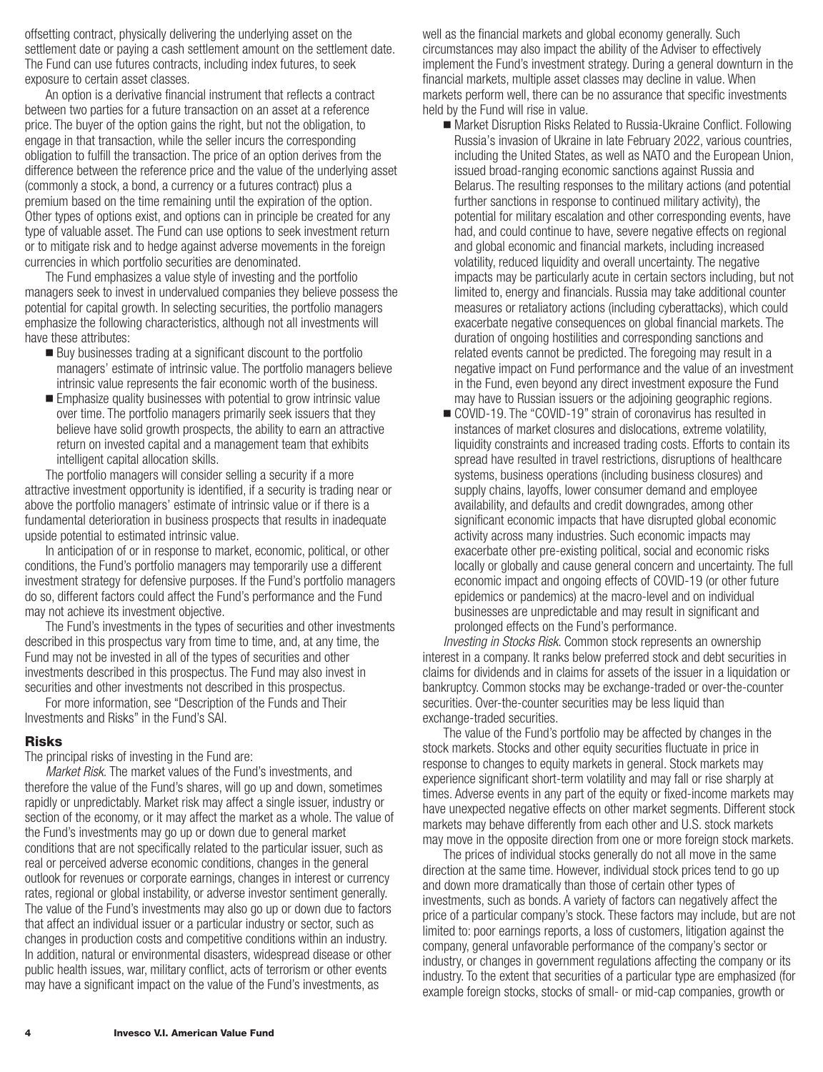offsetting contract, physically delivering the underlying asset on the settlement date or paying a cash settlement amount on the settlement date. The Fund can use futures contracts, including index futures, to seek exposure to certain asset classes.

An option is a derivative financial instrument that reflects a contract between two parties for a future transaction on an asset at a reference price. The buyer of the option gains the right, but not the obligation, to engage in that transaction, while the seller incurs the corresponding obligation to fulfill the transaction. The price of an option derives from the difference between the reference price and the value of the underlying asset (commonly a stock, a bond, a currency or a futures contract) plus a premium based on the time remaining until the expiration of the option. Other types of options exist, and options can in principle be created for any type of valuable asset. The Fund can use options to seek investment return or to mitigate risk and to hedge against adverse movements in the foreign currencies in which portfolio securities are denominated.

The Fund emphasizes a value style of investing and the portfolio managers seek to invest in undervalued companies they believe possess the potential for capital growth. In selecting securities, the portfolio managers emphasize the following characteristics, although not all investments will have these attributes:

- Buy businesses trading at a significant discount to the portfolio managers' estimate of intrinsic value. The portfolio managers believe intrinsic value represents the fair economic worth of the business.
- Emphasize quality businesses with potential to grow intrinsic value over time. The portfolio managers primarily seek issuers that they believe have solid growth prospects, the ability to earn an attractive return on invested capital and a management team that exhibits intelligent capital allocation skills.

The portfolio managers will consider selling a security if a more attractive investment opportunity is identified, if a security is trading near or above the portfolio managers' estimate of intrinsic value or if there is a fundamental deterioration in business prospects that results in inadequate upside potential to estimated intrinsic value.

In anticipation of or in response to market, economic, political, or other conditions, the Fund's portfolio managers may temporarily use a different investment strategy for defensive purposes. If the Fund's portfolio managers do so, different factors could affect the Fund's performance and the Fund may not achieve its investment objective.

The Fund's investments in the types of securities and other investments described in this prospectus vary from time to time, and, at any time, the Fund may not be invested in all of the types of securities and other investments described in this prospectus. The Fund may also invest in securities and other investments not described in this prospectus.

For more information, see "Description of the Funds and Their Investments and Risks" in the Fund's SAI.

## Risks

The principal risks of investing in the Fund are:

*Market Risk.* The market values of the Fund's investments, and therefore the value of the Fund's shares, will go up and down, sometimes rapidly or unpredictably. Market risk may affect a single issuer, industry or section of the economy, or it may affect the market as a whole. The value of the Fund's investments may go up or down due to general market conditions that are not specifically related to the particular issuer, such as real or perceived adverse economic conditions, changes in the general outlook for revenues or corporate earnings, changes in interest or currency rates, regional or global instability, or adverse investor sentiment generally. The value of the Fund's investments may also go up or down due to factors that affect an individual issuer or a particular industry or sector, such as changes in production costs and competitive conditions within an industry. In addition, natural or environmental disasters, widespread disease or other public health issues, war, military conflict, acts of terrorism or other events may have a significant impact on the value of the Fund's investments, as well as the financial markets and global economy generally. Such circumstances may also impact the ability of the Adviser to effectively implement the Fund's investment strategy. During a general downturn in the financial markets, multiple asset classes may decline in value. When markets perform well, there can be no assurance that specific investments held by the Fund will rise in value.

- Market Disruption Risks Related to Russia-Ukraine Conflict. Following Russia's invasion of Ukraine in late February 2022, various countries, including the United States, as well as NATO and the European Union, issued broad-ranging economic sanctions against Russia and Belarus. The resulting responses to the military actions (and potential further sanctions in response to continued military activity), the potential for military escalation and other corresponding events, have had, and could continue to have, severe negative effects on regional and global economic and financial markets, including increased volatility, reduced liquidity and overall uncertainty. The negative impacts may be particularly acute in certain sectors including, but not limited to, energy and financials. Russia may take additional counter measures or retaliatory actions (including cyberattacks), which could exacerbate negative consequences on global financial markets. The duration of ongoing hostilities and corresponding sanctions and related events cannot be predicted. The foregoing may result in a negative impact on Fund performance and the value of an investment in the Fund, even beyond any direct investment exposure the Fund may have to Russian issuers or the adjoining geographic regions.
- COVID-19. The "COVID-19" strain of coronavirus has resulted in instances of market closures and dislocations, extreme volatility, liquidity constraints and increased trading costs. Efforts to contain its spread have resulted in travel restrictions, disruptions of healthcare systems, business operations (including business closures) and supply chains, layoffs, lower consumer demand and employee availability, and defaults and credit downgrades, among other significant economic impacts that have disrupted global economic activity across many industries. Such economic impacts may exacerbate other pre-existing political, social and economic risks locally or globally and cause general concern and uncertainty. The full economic impact and ongoing effects of COVID-19 (or other future epidemics or pandemics) at the macro-level and on individual businesses are unpredictable and may result in significant and prolonged effects on the Fund's performance.

*Investing in Stocks Risk.* Common stock represents an ownership interest in a company. It ranks below preferred stock and debt securities in claims for dividends and in claims for assets of the issuer in a liquidation or bankruptcy. Common stocks may be exchange-traded or over-the-counter securities. Over-the-counter securities may be less liquid than exchange-traded securities.

The value of the Fund's portfolio may be affected by changes in the stock markets. Stocks and other equity securities fluctuate in price in response to changes to equity markets in general. Stock markets may experience significant short-term volatility and may fall or rise sharply at times. Adverse events in any part of the equity or fixed-income markets may have unexpected negative effects on other market segments. Different stock markets may behave differently from each other and U.S. stock markets may move in the opposite direction from one or more foreign stock markets.

The prices of individual stocks generally do not all move in the same direction at the same time. However, individual stock prices tend to go up and down more dramatically than those of certain other types of investments, such as bonds. A variety of factors can negatively affect the price of a particular company's stock. These factors may include, but are not limited to: poor earnings reports, a loss of customers, litigation against the company, general unfavorable performance of the company's sector or industry, or changes in government regulations affecting the company or its industry. To the extent that securities of a particular type are emphasized (for example foreign stocks, stocks of small- or mid-cap companies, growth or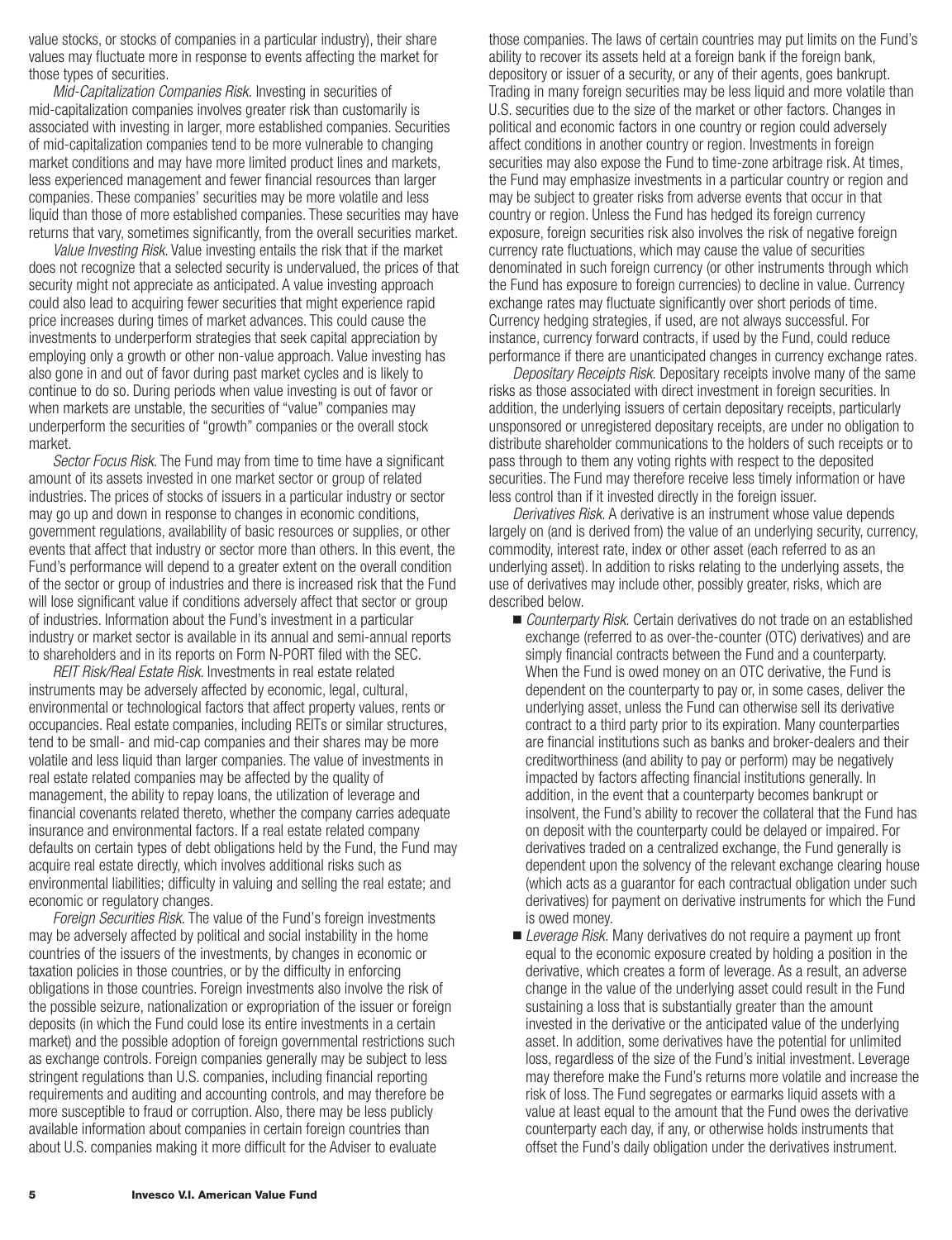value stocks, or stocks of companies in a particular industry), their share values may fluctuate more in response to events affecting the market for those types of securities.

*Mid-Capitalization Companies Risk.* Investing in securities of mid-capitalization companies involves greater risk than customarily is associated with investing in larger, more established companies. Securities of mid-capitalization companies tend to be more vulnerable to changing market conditions and may have more limited product lines and markets, less experienced management and fewer financial resources than larger companies. These companies' securities may be more volatile and less liquid than those of more established companies. These securities may have returns that vary, sometimes significantly, from the overall securities market.

*Value Investing Risk.* Value investing entails the risk that if the market does not recognize that a selected security is undervalued, the prices of that security might not appreciate as anticipated. A value investing approach could also lead to acquiring fewer securities that might experience rapid price increases during times of market advances. This could cause the investments to underperform strategies that seek capital appreciation by employing only a growth or other non-value approach. Value investing has also gone in and out of favor during past market cycles and is likely to continue to do so. During periods when value investing is out of favor or when markets are unstable, the securities of "value" companies may underperform the securities of "growth" companies or the overall stock market.

*Sector Focus Risk.* The Fund may from time to time have a significant amount of its assets invested in one market sector or group of related industries. The prices of stocks of issuers in a particular industry or sector may go up and down in response to changes in economic conditions, government regulations, availability of basic resources or supplies, or other events that affect that industry or sector more than others. In this event, the Fund's performance will depend to a greater extent on the overall condition of the sector or group of industries and there is increased risk that the Fund will lose significant value if conditions adversely affect that sector or group of industries. Information about the Fund's investment in a particular industry or market sector is available in its annual and semi-annual reports to shareholders and in its reports on Form N-PORT filed with the SEC.

*REIT Risk/Real Estate Risk.* Investments in real estate related instruments may be adversely affected by economic, legal, cultural, environmental or technological factors that affect property values, rents or occupancies. Real estate companies, including REITs or similar structures, tend to be small- and mid-cap companies and their shares may be more volatile and less liquid than larger companies. The value of investments in real estate related companies may be affected by the quality of management, the ability to repay loans, the utilization of leverage and financial covenants related thereto, whether the company carries adequate insurance and environmental factors. If a real estate related company defaults on certain types of debt obligations held by the Fund, the Fund may acquire real estate directly, which involves additional risks such as environmental liabilities; difficulty in valuing and selling the real estate; and economic or regulatory changes.

*Foreign Securities Risk.* The value of the Fund's foreign investments may be adversely affected by political and social instability in the home countries of the issuers of the investments, by changes in economic or taxation policies in those countries, or by the difficulty in enforcing obligations in those countries. Foreign investments also involve the risk of the possible seizure, nationalization or expropriation of the issuer or foreign deposits (in which the Fund could lose its entire investments in a certain market) and the possible adoption of foreign governmental restrictions such as exchange controls. Foreign companies generally may be subject to less stringent regulations than U.S. companies, including financial reporting requirements and auditing and accounting controls, and may therefore be more susceptible to fraud or corruption. Also, there may be less publicly available information about companies in certain foreign countries than about U.S. companies making it more difficult for the Adviser to evaluate those companies. The laws of certain countries may put limits on the Fund's ability to recover its assets held at a foreign bank if the foreign bank, depository or issuer of a security, or any of their agents, goes bankrupt. Trading in many foreign securities may be less liquid and more volatile than U.S. securities due to the size of the market or other factors. Changes in political and economic factors in one country or region could adversely affect conditions in another country or region. Investments in foreign securities may also expose the Fund to time-zone arbitrage risk. At times, the Fund may emphasize investments in a particular country or region and may be subject to greater risks from adverse events that occur in that country or region. Unless the Fund has hedged its foreign currency exposure, foreign securities risk also involves the risk of negative foreign currency rate fluctuations, which may cause the value of securities denominated in such foreign currency (or other instruments through which the Fund has exposure to foreign currencies) to decline in value. Currency exchange rates may fluctuate significantly over short periods of time. Currency hedging strategies, if used, are not always successful. For instance, currency forward contracts, if used by the Fund, could reduce performance if there are unanticipated changes in currency exchange rates.

*Depositary Receipts Risk.* Depositary receipts involve many of the same risks as those associated with direct investment in foreign securities. In addition, the underlying issuers of certain depositary receipts, particularly unsponsored or unregistered depositary receipts, are under no obligation to distribute shareholder communications to the holders of such receipts or to pass through to them any voting rights with respect to the deposited securities. The Fund may therefore receive less timely information or have less control than if it invested directly in the foreign issuer.

*Derivatives Risk.* A derivative is an instrument whose value depends largely on (and is derived from) the value of an underlying security, currency, commodity, interest rate, index or other asset (each referred to as an underlying asset). In addition to risks relating to the underlying assets, the use of derivatives may include other, possibly greater, risks, which are described below.

- *Counterparty Risk.* Certain derivatives do not trade on an established exchange (referred to as over-the-counter (OTC) derivatives) and are simply financial contracts between the Fund and a counterparty. When the Fund is owed money on an OTC derivative, the Fund is dependent on the counterparty to pay or, in some cases, deliver the underlying asset, unless the Fund can otherwise sell its derivative contract to a third party prior to its expiration. Many counterparties are financial institutions such as banks and broker-dealers and their creditworthiness (and ability to pay or perform) may be negatively impacted by factors affecting financial institutions generally. In addition, in the event that a counterparty becomes bankrupt or insolvent, the Fund's ability to recover the collateral that the Fund has on deposit with the counterparty could be delayed or impaired. For derivatives traded on a centralized exchange, the Fund generally is dependent upon the solvency of the relevant exchange clearing house (which acts as a guarantor for each contractual obligation under such derivatives) for payment on derivative instruments for which the Fund is owed money.
- *Leverage Risk.* Many derivatives do not require a payment up front equal to the economic exposure created by holding a position in the derivative, which creates a form of leverage. As a result, an adverse change in the value of the underlying asset could result in the Fund sustaining a loss that is substantially greater than the amount invested in the derivative or the anticipated value of the underlying asset. In addition, some derivatives have the potential for unlimited loss, regardless of the size of the Fund's initial investment. Leverage may therefore make the Fund's returns more volatile and increase the risk of loss. The Fund segregates or earmarks liquid assets with a value at least equal to the amount that the Fund owes the derivative counterparty each day, if any, or otherwise holds instruments that offset the Fund's daily obligation under the derivatives instrument.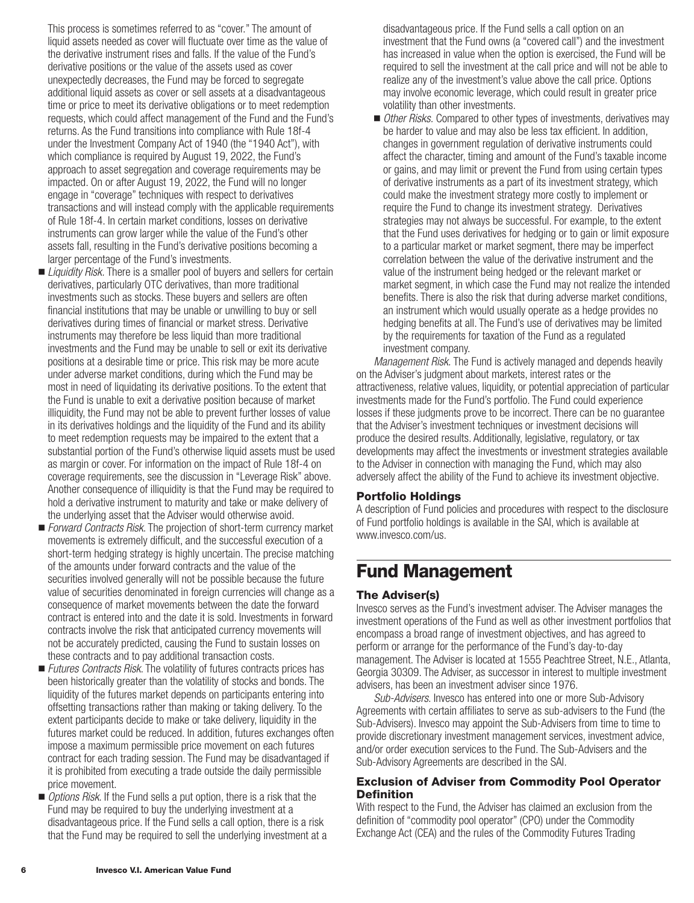This process is sometimes referred to as "cover." The amount of liquid assets needed as cover will fluctuate over time as the value of the derivative instrument rises and falls. If the value of the Fund's derivative positions or the value of the assets used as cover unexpectedly decreases, the Fund may be forced to segregate additional liquid assets as cover or sell assets at a disadvantageous time or price to meet its derivative obligations or to meet redemption requests, which could affect management of the Fund and the Fund's returns. As the Fund transitions into compliance with Rule 18f-4 under the Investment Company Act of 1940 (the "1940 Act"), with which compliance is required by August 19, 2022, the Fund's approach to asset segregation and coverage requirements may be impacted. On or after August 19, 2022, the Fund will no longer engage in "coverage" techniques with respect to derivatives transactions and will instead comply with the applicable requirements of Rule 18f-4. In certain market conditions, losses on derivative instruments can grow larger while the value of the Fund's other assets fall, resulting in the Fund's derivative positions becoming a larger percentage of the Fund's investments.

- *Liquidity Risk.* There is a smaller pool of buyers and sellers for certain derivatives, particularly OTC derivatives, than more traditional investments such as stocks. These buyers and sellers are often financial institutions that may be unable or unwilling to buy or sell derivatives during times of financial or market stress. Derivative instruments may therefore be less liquid than more traditional investments and the Fund may be unable to sell or exit its derivative positions at a desirable time or price. This risk may be more acute under adverse market conditions, during which the Fund may be most in need of liquidating its derivative positions. To the extent that the Fund is unable to exit a derivative position because of market illiquidity, the Fund may not be able to prevent further losses of value in its derivatives holdings and the liquidity of the Fund and its ability to meet redemption requests may be impaired to the extent that a substantial portion of the Fund's otherwise liquid assets must be used as margin or cover. For information on the impact of Rule 18f-4 on coverage requirements, see the discussion in "Leverage Risk" above. Another consequence of illiquidity is that the Fund may be required to hold a derivative instrument to maturity and take or make delivery of the underlying asset that the Adviser would otherwise avoid.
- *Forward Contracts Risk.* The projection of short-term currency market movements is extremely difficult, and the successful execution of a short-term hedging strategy is highly uncertain. The precise matching of the amounts under forward contracts and the value of the securities involved generally will not be possible because the future value of securities denominated in foreign currencies will change as a consequence of market movements between the date the forward contract is entered into and the date it is sold. Investments in forward contracts involve the risk that anticipated currency movements will not be accurately predicted, causing the Fund to sustain losses on these contracts and to pay additional transaction costs.
- *Futures Contracts Risk.* The volatility of futures contracts prices has been historically greater than the volatility of stocks and bonds. The liquidity of the futures market depends on participants entering into offsetting transactions rather than making or taking delivery. To the extent participants decide to make or take delivery, liquidity in the futures market could be reduced. In addition, futures exchanges often impose a maximum permissible price movement on each futures contract for each trading session. The Fund may be disadvantaged if it is prohibited from executing a trade outside the daily permissible price movement.
- *Options Risk.* If the Fund sells a put option, there is a risk that the Fund may be required to buy the underlying investment at a disadvantageous price. If the Fund sells a call option, there is a risk that the Fund may be required to sell the underlying investment at a disadvantageous price. If the Fund sells a call option on an investment that the Fund owns (a "covered call") and the investment has increased in value when the option is exercised, the Fund will be required to sell the investment at the call price and will not be able to realize any of the investment's value above the call price. Options may involve economic leverage, which could result in greater price volatility than other investments.
- *Other Risks.* Compared to other types of investments, derivatives may be harder to value and may also be less tax efficient. In addition, changes in government regulation of derivative instruments could affect the character, timing and amount of the Fund's taxable income or gains, and may limit or prevent the Fund from using certain types of derivative instruments as a part of its investment strategy, which could make the investment strategy more costly to implement or require the Fund to change its investment strategy. Derivatives strategies may not always be successful. For example, to the extent that the Fund uses derivatives for hedging or to gain or limit exposure to a particular market or market segment, there may be imperfect correlation between the value of the derivative instrument and the value of the instrument being hedged or the relevant market or market segment, in which case the Fund may not realize the intended benefits. There is also the risk that during adverse market conditions, an instrument which would usually operate as a hedge provides no hedging benefits at all. The Fund's use of derivatives may be limited by the requirements for taxation of the Fund as a regulated investment company.

*Management Risk.* The Fund is actively managed and depends heavily on the Adviser's judgment about markets, interest rates or the attractiveness, relative values, liquidity, or potential appreciation of particular investments made for the Fund's portfolio. The Fund could experience losses if these judgments prove to be incorrect. There can be no guarantee that the Adviser's investment techniques or investment decisions will produce the desired results. Additionally, legislative, regulatory, or tax developments may affect the investments or investment strategies available to the Adviser in connection with managing the Fund, which may also adversely affect the ability of the Fund to achieve its investment objective.

### Portfolio Holdings

A description of Fund policies and procedures with respect to the disclosure of Fund portfolio holdings is available in the SAI, which is available at www.invesco.com/us.

## Fund Management

### The Adviser(s)

Invesco serves as the Fund's investment adviser. The Adviser manages the investment operations of the Fund as well as other investment portfolios that encompass a broad range of investment objectives, and has agreed to perform or arrange for the performance of the Fund's day-to-day management. The Adviser is located at 1555 Peachtree Street, N.E., Atlanta, Georgia 30309. The Adviser, as successor in interest to multiple investment advisers, has been an investment adviser since 1976.

*Sub-Advisers.* Invesco has entered into one or more Sub-Advisory Agreements with certain affiliates to serve as sub-advisers to the Fund (the Sub-Advisers). Invesco may appoint the Sub-Advisers from time to time to provide discretionary investment management services, investment advice, and/or order execution services to the Fund. The Sub-Advisers and the Sub-Advisory Agreements are described in the SAI.

### Exclusion of Adviser from Commodity Pool Operator Definition

With respect to the Fund, the Adviser has claimed an exclusion from the definition of "commodity pool operator" (CPO) under the Commodity Exchange Act (CEA) and the rules of the Commodity Futures Trading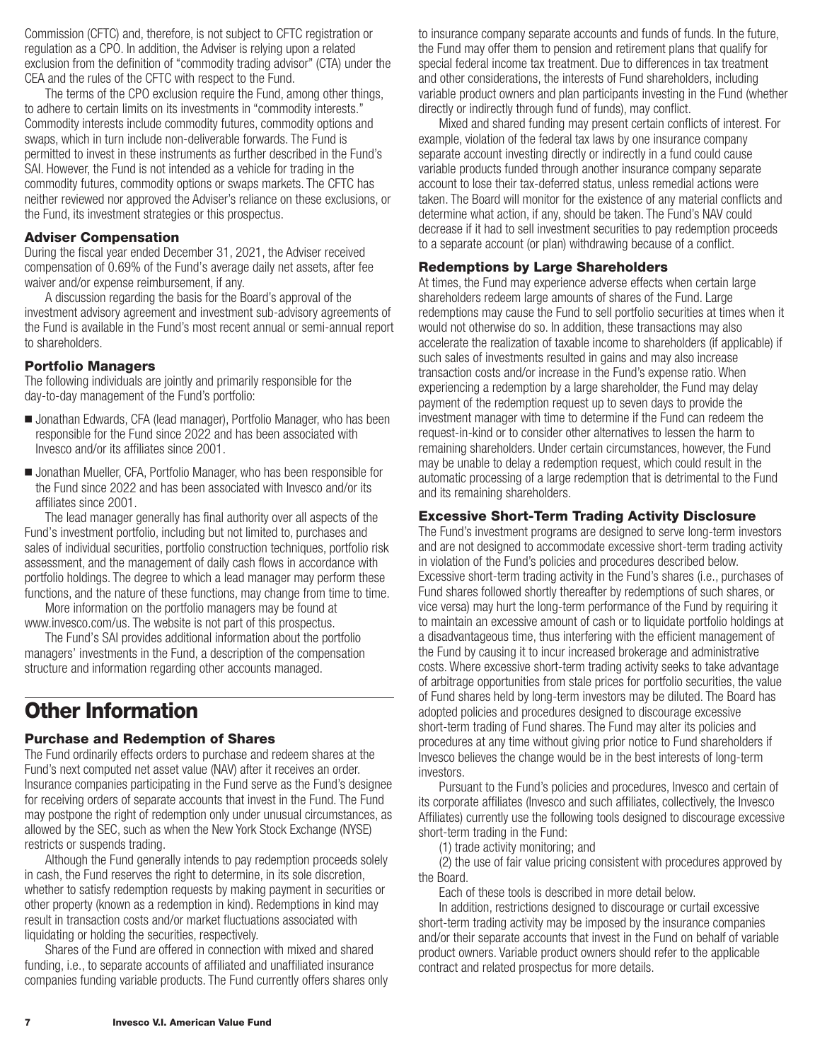Commission (CFTC) and, therefore, is not subject to CFTC registration or regulation as a CPO. In addition, the Adviser is relying upon a related exclusion from the definition of "commodity trading advisor" (CTA) under the CEA and the rules of the CFTC with respect to the Fund.

The terms of the CPO exclusion require the Fund, among other things, to adhere to certain limits on its investments in "commodity interests." Commodity interests include commodity futures, commodity options and swaps, which in turn include non-deliverable forwards. The Fund is permitted to invest in these instruments as further described in the Fund's SAI. However, the Fund is not intended as a vehicle for trading in the commodity futures, commodity options or swaps markets. The CFTC has neither reviewed nor approved the Adviser's reliance on these exclusions, or the Fund, its investment strategies or this prospectus.

### Adviser Compensation

During the fiscal year ended December 31, 2021, the Adviser received compensation of 0.69% of the Fund's average daily net assets, after fee waiver and/or expense reimbursement, if any.

A discussion regarding the basis for the Board's approval of the investment advisory agreement and investment sub-advisory agreements of the Fund is available in the Fund's most recent annual or semi-annual report to shareholders.

### Portfolio Managers

The following individuals are jointly and primarily responsible for the day-to-day management of the Fund's portfolio:

- Jonathan Edwards, CFA (lead manager), Portfolio Manager, who has been responsible for the Fund since 2022 and has been associated with Invesco and/or its affiliates since 2001.
- Jonathan Mueller, CFA, Portfolio Manager, who has been responsible for the Fund since 2022 and has been associated with Invesco and/or its affiliates since 2001.

The lead manager generally has final authority over all aspects of the Fund's investment portfolio, including but not limited to, purchases and sales of individual securities, portfolio construction techniques, portfolio risk assessment, and the management of daily cash flows in accordance with portfolio holdings. The degree to which a lead manager may perform these functions, and the nature of these functions, may change from time to time.

More information on the portfolio managers may be found at www.invesco.com/us. The website is not part of this prospectus.

The Fund's SAI provides additional information about the portfolio managers' investments in the Fund, a description of the compensation structure and information regarding other accounts managed.

## Other Information

### Purchase and Redemption of Shares

The Fund ordinarily effects orders to purchase and redeem shares at the Fund's next computed net asset value (NAV) after it receives an order. Insurance companies participating in the Fund serve as the Fund's designee for receiving orders of separate accounts that invest in the Fund. The Fund may postpone the right of redemption only under unusual circumstances, as allowed by the SEC, such as when the New York Stock Exchange (NYSE) restricts or suspends trading.

Although the Fund generally intends to pay redemption proceeds solely in cash, the Fund reserves the right to determine, in its sole discretion, whether to satisfy redemption requests by making payment in securities or other property (known as a redemption in kind). Redemptions in kind may result in transaction costs and/or market fluctuations associated with liquidating or holding the securities, respectively.

Shares of the Fund are offered in connection with mixed and shared funding, i.e., to separate accounts of affiliated and unaffiliated insurance companies funding variable products. The Fund currently offers shares only to insurance company separate accounts and funds of funds. In the future, the Fund may offer them to pension and retirement plans that qualify for special federal income tax treatment. Due to differences in tax treatment and other considerations, the interests of Fund shareholders, including variable product owners and plan participants investing in the Fund (whether directly or indirectly through fund of funds), may conflict.

Mixed and shared funding may present certain conflicts of interest. For example, violation of the federal tax laws by one insurance company separate account investing directly or indirectly in a fund could cause variable products funded through another insurance company separate account to lose their tax-deferred status, unless remedial actions were taken. The Board will monitor for the existence of any material conflicts and determine what action, if any, should be taken. The Fund's NAV could decrease if it had to sell investment securities to pay redemption proceeds to a separate account (or plan) withdrawing because of a conflict.

### Redemptions by Large Shareholders

At times, the Fund may experience adverse effects when certain large shareholders redeem large amounts of shares of the Fund. Large redemptions may cause the Fund to sell portfolio securities at times when it would not otherwise do so. In addition, these transactions may also accelerate the realization of taxable income to shareholders (if applicable) if such sales of investments resulted in gains and may also increase transaction costs and/or increase in the Fund's expense ratio. When experiencing a redemption by a large shareholder, the Fund may delay payment of the redemption request up to seven days to provide the investment manager with time to determine if the Fund can redeem the request-in-kind or to consider other alternatives to lessen the harm to remaining shareholders. Under certain circumstances, however, the Fund may be unable to delay a redemption request, which could result in the automatic processing of a large redemption that is detrimental to the Fund and its remaining shareholders.

### Excessive Short-Term Trading Activity Disclosure

The Fund's investment programs are designed to serve long-term investors and are not designed to accommodate excessive short-term trading activity in violation of the Fund's policies and procedures described below. Excessive short-term trading activity in the Fund's shares (i.e., purchases of Fund shares followed shortly thereafter by redemptions of such shares, or vice versa) may hurt the long-term performance of the Fund by requiring it to maintain an excessive amount of cash or to liquidate portfolio holdings at a disadvantageous time, thus interfering with the efficient management of the Fund by causing it to incur increased brokerage and administrative costs. Where excessive short-term trading activity seeks to take advantage of arbitrage opportunities from stale prices for portfolio securities, the value of Fund shares held by long-term investors may be diluted. The Board has adopted policies and procedures designed to discourage excessive short-term trading of Fund shares. The Fund may alter its policies and procedures at any time without giving prior notice to Fund shareholders if Invesco believes the change would be in the best interests of long-term investors.

Pursuant to the Fund's policies and procedures, Invesco and certain of its corporate affiliates (Invesco and such affiliates, collectively, the Invesco Affiliates) currently use the following tools designed to discourage excessive short-term trading in the Fund:

(1) trade activity monitoring; and

(2) the use of fair value pricing consistent with procedures approved by the Board.

Each of these tools is described in more detail below.

In addition, restrictions designed to discourage or curtail excessive short-term trading activity may be imposed by the insurance companies and/or their separate accounts that invest in the Fund on behalf of variable product owners. Variable product owners should refer to the applicable contract and related prospectus for more details.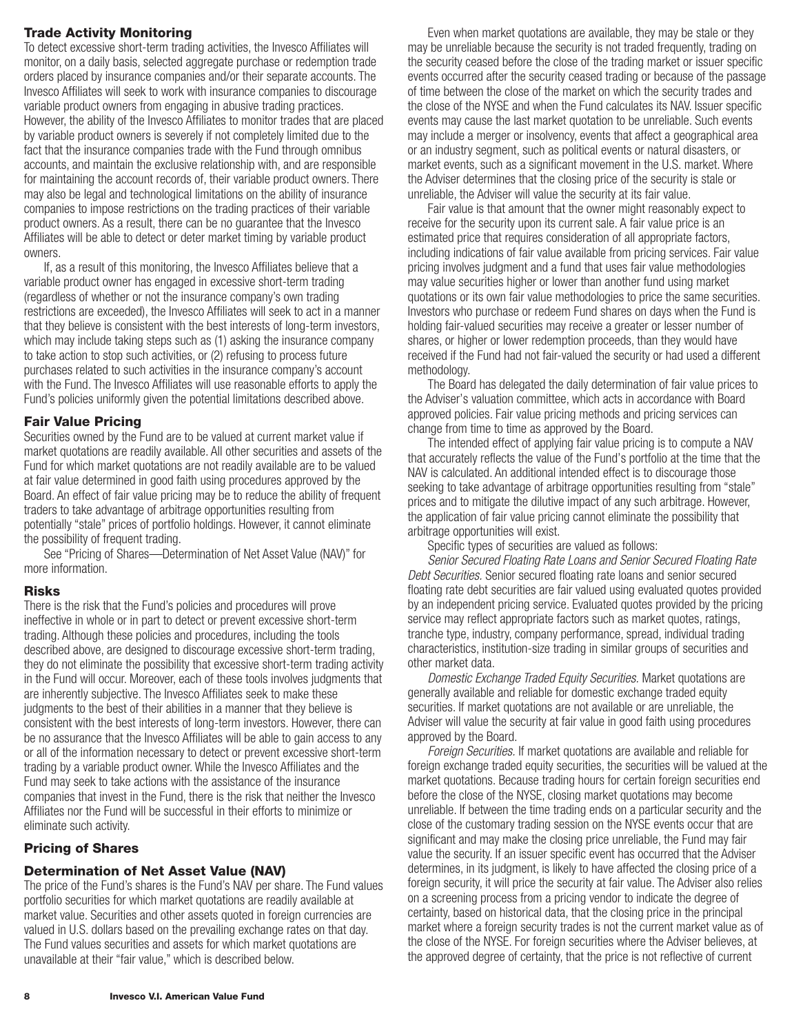### Trade Activity Monitoring

To detect excessive short-term trading activities, the Invesco Affiliates will monitor, on a daily basis, selected aggregate purchase or redemption trade orders placed by insurance companies and/or their separate accounts. The Invesco Affiliates will seek to work with insurance companies to discourage variable product owners from engaging in abusive trading practices. However, the ability of the Invesco Affiliates to monitor trades that are placed by variable product owners is severely if not completely limited due to the fact that the insurance companies trade with the Fund through omnibus accounts, and maintain the exclusive relationship with, and are responsible for maintaining the account records of, their variable product owners. There may also be legal and technological limitations on the ability of insurance companies to impose restrictions on the trading practices of their variable product owners. As a result, there can be no guarantee that the Invesco Affiliates will be able to detect or deter market timing by variable product owners.

If, as a result of this monitoring, the Invesco Affiliates believe that a variable product owner has engaged in excessive short-term trading (regardless of whether or not the insurance company's own trading restrictions are exceeded), the Invesco Affiliates will seek to act in a manner that they believe is consistent with the best interests of long-term investors, which may include taking steps such as (1) asking the insurance company to take action to stop such activities, or (2) refusing to process future purchases related to such activities in the insurance company's account with the Fund. The Invesco Affiliates will use reasonable efforts to apply the Fund's policies uniformly given the potential limitations described above.

### Fair Value Pricing

Securities owned by the Fund are to be valued at current market value if market quotations are readily available. All other securities and assets of the Fund for which market quotations are not readily available are to be valued at fair value determined in good faith using procedures approved by the Board. An effect of fair value pricing may be to reduce the ability of frequent traders to take advantage of arbitrage opportunities resulting from potentially "stale" prices of portfolio holdings. However, it cannot eliminate the possibility of frequent trading.

See "Pricing of Shares—Determination of Net Asset Value (NAV)" for more information.

### Risks

There is the risk that the Fund's policies and procedures will prove ineffective in whole or in part to detect or prevent excessive short-term trading. Although these policies and procedures, including the tools described above, are designed to discourage excessive short-term trading, they do not eliminate the possibility that excessive short-term trading activity in the Fund will occur. Moreover, each of these tools involves judgments that are inherently subjective. The Invesco Affiliates seek to make these judgments to the best of their abilities in a manner that they believe is consistent with the best interests of long-term investors. However, there can be no assurance that the Invesco Affiliates will be able to gain access to any or all of the information necessary to detect or prevent excessive short-term trading by a variable product owner. While the Invesco Affiliates and the Fund may seek to take actions with the assistance of the insurance companies that invest in the Fund, there is the risk that neither the Invesco Affiliates nor the Fund will be successful in their efforts to minimize or eliminate such activity.

## Pricing of Shares

### Determination of Net Asset Value (NAV)

The price of the Fund's shares is the Fund's NAV per share. The Fund values portfolio securities for which market quotations are readily available at market value. Securities and other assets quoted in foreign currencies are valued in U.S. dollars based on the prevailing exchange rates on that day. The Fund values securities and assets for which market quotations are unavailable at their "fair value," which is described below.

Even when market quotations are available, they may be stale or they may be unreliable because the security is not traded frequently, trading on the security ceased before the close of the trading market or issuer specific events occurred after the security ceased trading or because of the passage of time between the close of the market on which the security trades and the close of the NYSE and when the Fund calculates its NAV. Issuer specific events may cause the last market quotation to be unreliable. Such events may include a merger or insolvency, events that affect a geographical area or an industry segment, such as political events or natural disasters, or market events, such as a significant movement in the U.S. market. Where the Adviser determines that the closing price of the security is stale or unreliable, the Adviser will value the security at its fair value.

Fair value is that amount that the owner might reasonably expect to receive for the security upon its current sale. A fair value price is an estimated price that requires consideration of all appropriate factors, including indications of fair value available from pricing services. Fair value pricing involves judgment and a fund that uses fair value methodologies may value securities higher or lower than another fund using market quotations or its own fair value methodologies to price the same securities. Investors who purchase or redeem Fund shares on days when the Fund is holding fair-valued securities may receive a greater or lesser number of shares, or higher or lower redemption proceeds, than they would have received if the Fund had not fair-valued the security or had used a different methodology.

The Board has delegated the daily determination of fair value prices to the Adviser's valuation committee, which acts in accordance with Board approved policies. Fair value pricing methods and pricing services can change from time to time as approved by the Board.

The intended effect of applying fair value pricing is to compute a NAV that accurately reflects the value of the Fund's portfolio at the time that the NAV is calculated. An additional intended effect is to discourage those seeking to take advantage of arbitrage opportunities resulting from "stale" prices and to mitigate the dilutive impact of any such arbitrage. However, the application of fair value pricing cannot eliminate the possibility that arbitrage opportunities will exist.

Specific types of securities are valued as follows:

*Senior Secured Floating Rate Loans and Senior Secured Floating Rate Debt Securities.* Senior secured floating rate loans and senior secured floating rate debt securities are fair valued using evaluated quotes provided by an independent pricing service. Evaluated quotes provided by the pricing service may reflect appropriate factors such as market quotes, ratings, tranche type, industry, company performance, spread, individual trading characteristics, institution-size trading in similar groups of securities and other market data.

*Domestic Exchange Traded Equity Securities.* Market quotations are generally available and reliable for domestic exchange traded equity securities. If market quotations are not available or are unreliable, the Adviser will value the security at fair value in good faith using procedures approved by the Board.

*Foreign Securities.* If market quotations are available and reliable for foreign exchange traded equity securities, the securities will be valued at the market quotations. Because trading hours for certain foreign securities end before the close of the NYSE, closing market quotations may become unreliable. If between the time trading ends on a particular security and the close of the customary trading session on the NYSE events occur that are significant and may make the closing price unreliable, the Fund may fair value the security. If an issuer specific event has occurred that the Adviser determines, in its judgment, is likely to have affected the closing price of a foreign security, it will price the security at fair value. The Adviser also relies on a screening process from a pricing vendor to indicate the degree of certainty, based on historical data, that the closing price in the principal market where a foreign security trades is not the current market value as of the close of the NYSE. For foreign securities where the Adviser believes, at the approved degree of certainty, that the price is not reflective of current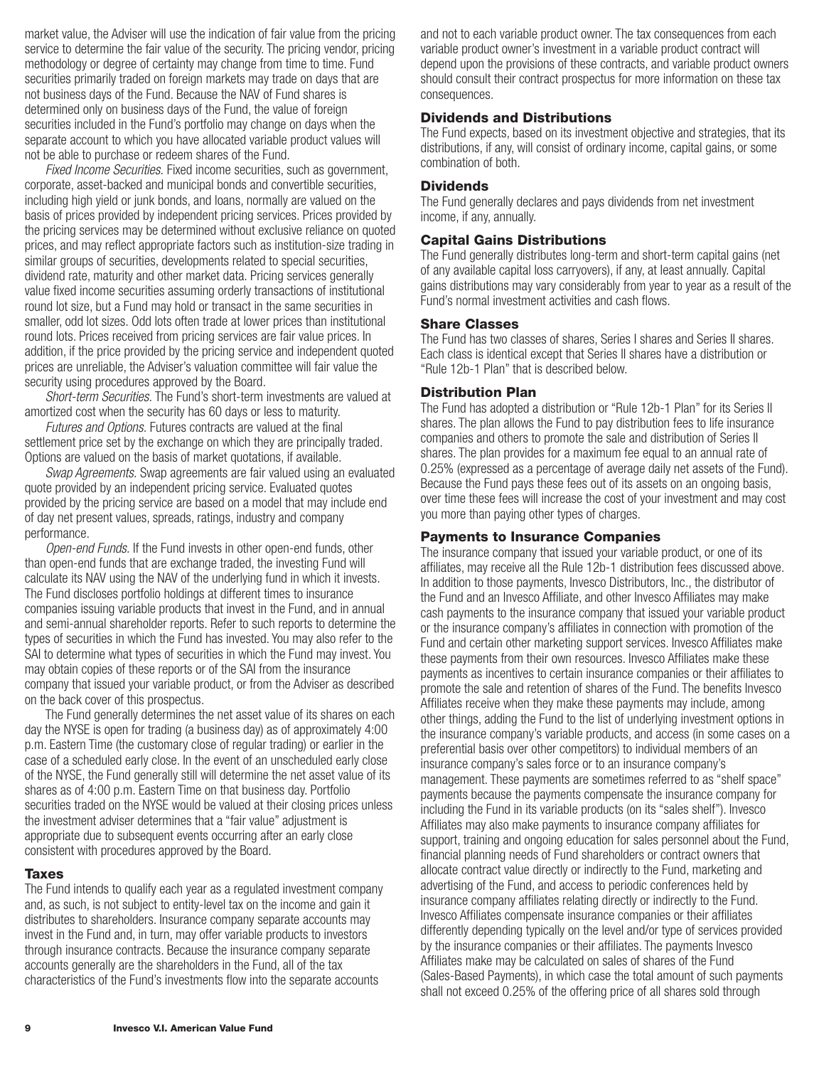market value, the Adviser will use the indication of fair value from the pricing service to determine the fair value of the security. The pricing vendor, pricing methodology or degree of certainty may change from time to time. Fund securities primarily traded on foreign markets may trade on days that are not business days of the Fund. Because the NAV of Fund shares is determined only on business days of the Fund, the value of foreign securities included in the Fund's portfolio may change on days when the separate account to which you have allocated variable product values will not be able to purchase or redeem shares of the Fund.

*Fixed Income Securities.* Fixed income securities, such as government, corporate, asset-backed and municipal bonds and convertible securities, including high yield or junk bonds, and loans, normally are valued on the basis of prices provided by independent pricing services. Prices provided by the pricing services may be determined without exclusive reliance on quoted prices, and may reflect appropriate factors such as institution-size trading in similar groups of securities, developments related to special securities, dividend rate, maturity and other market data. Pricing services generally value fixed income securities assuming orderly transactions of institutional round lot size, but a Fund may hold or transact in the same securities in smaller, odd lot sizes. Odd lots often trade at lower prices than institutional round lots. Prices received from pricing services are fair value prices. In addition, if the price provided by the pricing service and independent quoted prices are unreliable, the Adviser's valuation committee will fair value the security using procedures approved by the Board.

*Short-term Securities.* The Fund's short-term investments are valued at amortized cost when the security has 60 days or less to maturity.

*Futures and Options.* Futures contracts are valued at the final settlement price set by the exchange on which they are principally traded. Options are valued on the basis of market quotations, if available.

*Swap Agreements.* Swap agreements are fair valued using an evaluated quote provided by an independent pricing service. Evaluated quotes provided by the pricing service are based on a model that may include end of day net present values, spreads, ratings, industry and company performance.

*Open-end Funds.* If the Fund invests in other open-end funds, other than open-end funds that are exchange traded, the investing Fund will calculate its NAV using the NAV of the underlying fund in which it invests. The Fund discloses portfolio holdings at different times to insurance companies issuing variable products that invest in the Fund, and in annual and semi-annual shareholder reports. Refer to such reports to determine the types of securities in which the Fund has invested. You may also refer to the SAI to determine what types of securities in which the Fund may invest. You may obtain copies of these reports or of the SAI from the insurance company that issued your variable product, or from the Adviser as described on the back cover of this prospectus.

The Fund generally determines the net asset value of its shares on each day the NYSE is open for trading (a business day) as of approximately 4:00 p.m. Eastern Time (the customary close of regular trading) or earlier in the case of a scheduled early close. In the event of an unscheduled early close of the NYSE, the Fund generally still will determine the net asset value of its shares as of 4:00 p.m. Eastern Time on that business day. Portfolio securities traded on the NYSE would be valued at their closing prices unless the investment adviser determines that a "fair value" adjustment is appropriate due to subsequent events occurring after an early close consistent with procedures approved by the Board.

## Taxes

The Fund intends to qualify each year as a regulated investment company and, as such, is not subject to entity-level tax on the income and gain it distributes to shareholders. Insurance company separate accounts may invest in the Fund and, in turn, may offer variable products to investors through insurance contracts. Because the insurance company separate accounts generally are the shareholders in the Fund, all of the tax characteristics of the Fund's investments flow into the separate accounts and not to each variable product owner. The tax consequences from each variable product owner's investment in a variable product contract will depend upon the provisions of these contracts, and variable product owners should consult their contract prospectus for more information on these tax consequences.

## Dividends and Distributions

The Fund expects, based on its investment objective and strategies, that its distributions, if any, will consist of ordinary income, capital gains, or some combination of both.

## Dividends

The Fund generally declares and pays dividends from net investment income, if any, annually.

## Capital Gains Distributions

The Fund generally distributes long-term and short-term capital gains (net of any available capital loss carryovers), if any, at least annually. Capital gains distributions may vary considerably from year to year as a result of the Fund's normal investment activities and cash flows.

## Share Classes

The Fund has two classes of shares, Series I shares and Series II shares. Each class is identical except that Series II shares have a distribution or "Rule 12b-1 Plan" that is described below.

## Distribution Plan

The Fund has adopted a distribution or "Rule 12b-1 Plan" for its Series II shares. The plan allows the Fund to pay distribution fees to life insurance companies and others to promote the sale and distribution of Series II shares. The plan provides for a maximum fee equal to an annual rate of 0.25% (expressed as a percentage of average daily net assets of the Fund). Because the Fund pays these fees out of its assets on an ongoing basis, over time these fees will increase the cost of your investment and may cost you more than paying other types of charges.

## Payments to Insurance Companies

The insurance company that issued your variable product, or one of its affiliates, may receive all the Rule 12b-1 distribution fees discussed above. In addition to those payments, Invesco Distributors, Inc., the distributor of the Fund and an Invesco Affiliate, and other Invesco Affiliates may make cash payments to the insurance company that issued your variable product or the insurance company's affiliates in connection with promotion of the Fund and certain other marketing support services. Invesco Affiliates make these payments from their own resources. Invesco Affiliates make these payments as incentives to certain insurance companies or their affiliates to promote the sale and retention of shares of the Fund. The benefits Invesco Affiliates receive when they make these payments may include, among other things, adding the Fund to the list of underlying investment options in the insurance company's variable products, and access (in some cases on a preferential basis over other competitors) to individual members of an insurance company's sales force or to an insurance company's management. These payments are sometimes referred to as "shelf space" payments because the payments compensate the insurance company for including the Fund in its variable products (on its "sales shelf"). Invesco Affiliates may also make payments to insurance company affiliates for support, training and ongoing education for sales personnel about the Fund, financial planning needs of Fund shareholders or contract owners that allocate contract value directly or indirectly to the Fund, marketing and advertising of the Fund, and access to periodic conferences held by insurance company affiliates relating directly or indirectly to the Fund. Invesco Affiliates compensate insurance companies or their affiliates differently depending typically on the level and/or type of services provided by the insurance companies or their affiliates. The payments Invesco Affiliates make may be calculated on sales of shares of the Fund (Sales-Based Payments), in which case the total amount of such payments shall not exceed 0.25% of the offering price of all shares sold through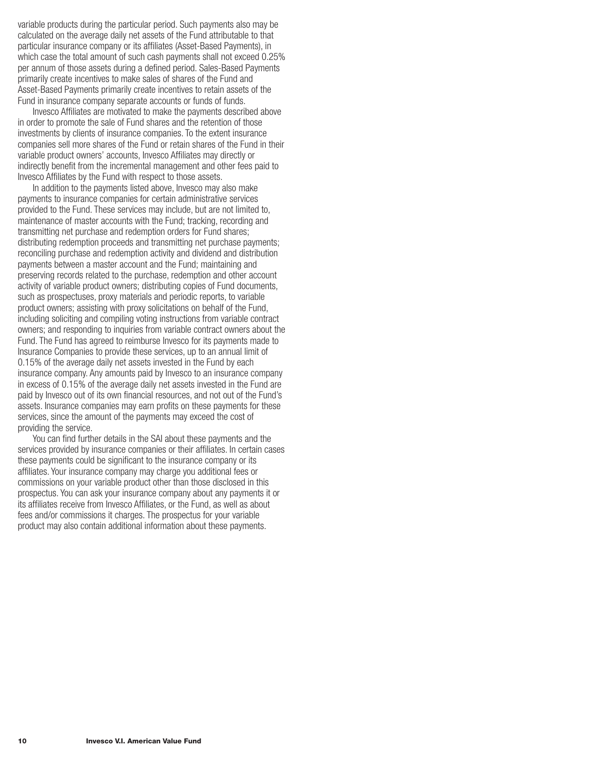variable products during the particular period. Such payments also may be calculated on the average daily net assets of the Fund attributable to that particular insurance company or its affiliates (Asset-Based Payments), in which case the total amount of such cash payments shall not exceed 0.25% per annum of those assets during a defined period. Sales-Based Payments primarily create incentives to make sales of shares of the Fund and Asset-Based Payments primarily create incentives to retain assets of the Fund in insurance company separate accounts or funds of funds.

Invesco Affiliates are motivated to make the payments described above in order to promote the sale of Fund shares and the retention of those investments by clients of insurance companies. To the extent insurance companies sell more shares of the Fund or retain shares of the Fund in their variable product owners' accounts, Invesco Affiliates may directly or indirectly benefit from the incremental management and other fees paid to Invesco Affiliates by the Fund with respect to those assets.

In addition to the payments listed above, Invesco may also make payments to insurance companies for certain administrative services provided to the Fund. These services may include, but are not limited to, maintenance of master accounts with the Fund; tracking, recording and transmitting net purchase and redemption orders for Fund shares; distributing redemption proceeds and transmitting net purchase payments; reconciling purchase and redemption activity and dividend and distribution payments between a master account and the Fund; maintaining and preserving records related to the purchase, redemption and other account activity of variable product owners; distributing copies of Fund documents, such as prospectuses, proxy materials and periodic reports, to variable product owners; assisting with proxy solicitations on behalf of the Fund, including soliciting and compiling voting instructions from variable contract owners; and responding to inquiries from variable contract owners about the Fund. The Fund has agreed to reimburse Invesco for its payments made to Insurance Companies to provide these services, up to an annual limit of 0.15% of the average daily net assets invested in the Fund by each insurance company. Any amounts paid by Invesco to an insurance company in excess of 0.15% of the average daily net assets invested in the Fund are paid by Invesco out of its own financial resources, and not out of the Fund's assets. Insurance companies may earn profits on these payments for these services, since the amount of the payments may exceed the cost of providing the service.

You can find further details in the SAI about these payments and the services provided by insurance companies or their affiliates. In certain cases these payments could be significant to the insurance company or its affiliates. Your insurance company may charge you additional fees or commissions on your variable product other than those disclosed in this prospectus. You can ask your insurance company about any payments it or its affiliates receive from Invesco Affiliates, or the Fund, as well as about fees and/or commissions it charges. The prospectus for your variable product may also contain additional information about these payments.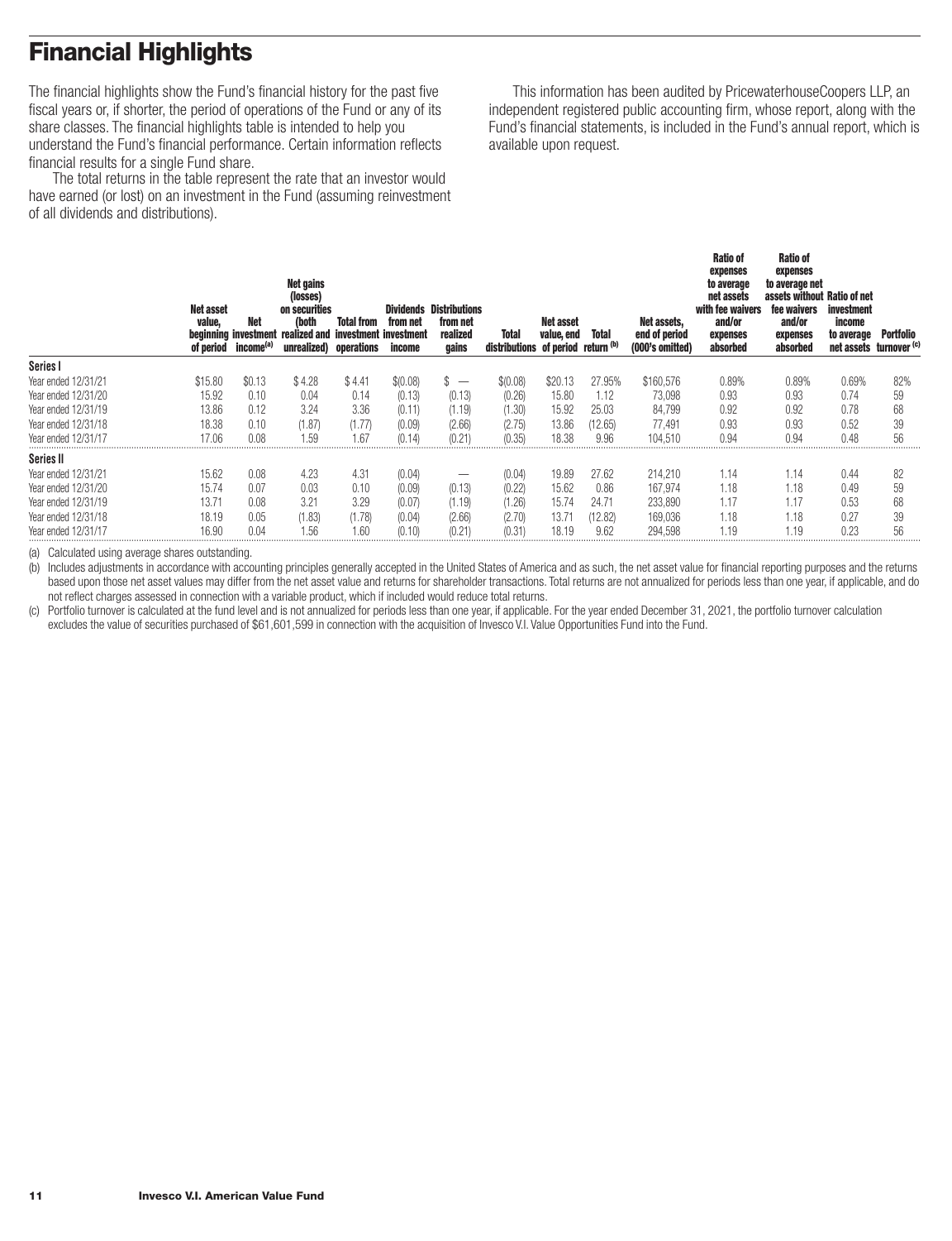# Financial Highlights

The financial highlights show the Fund's financial history for the past five fiscal years or, if shorter, the period of operations of the Fund or any of its share classes. The financial highlights table is intended to help you understand the Fund's financial performance. Certain information reflects financial results for a single Fund share.

The total returns in the table represent the rate that an investor would have earned (or lost) on an investment in the Fund (assuming reinvestment of all dividends and distributions).

This information has been audited by PricewaterhouseCoopers LLP, an independent registered public accounting firm, whose report, along with the Fund's financial statements, is included in the Fund's annual report, which is available upon request.

| | Net asset value, beginning of period | Net investment income[(a)] | Net gains (losses) on securities (both realized and unrealized) | Total from investment operations | Dividends from net investment income | Distributions from net realized gains | Total distributions | Net asset value, end of period | Total return [(b)] | Net assets, end of period (000's omitted) | Ratio of expenses to average net assets with fee waivers and/or expenses absorbed | Ratio of expenses to average net assets without fee waivers and/or expenses absorbed | Ratio of net investment income to average net assets | Portfolio turnover [(c)] |
|---|---|---|---|---|---|---|---|---|---|---|---|---|---|---|
| **Series I** | | | | | | | | | | | | | | |
| Year ended 12/31/21 | $15.80 | $0.13 | $ 4.28 | $ 4.41 | $(0.08) | $ — | $(0.08) | $20.13 | 27.95% | $160,576 | 0.89% | 0.89% | 0.69% | 82% |
| Year ended 12/31/20 | 15.92 | 0.10 | 0.04 | 0.14 | (0.13) | (0.13) | (0.26) | 15.80 | 1.12 | 73,098 | 0.93 | 0.93 | 0.74 | 59 |
| Year ended 12/31/19 | 13.86 | 0.12 | 3.24 | 3.36 | (0.11) | (1.19) | (1.30) | 15.92 | 25.03 | 84,799 | 0.92 | 0.92 | 0.78 | 68 |
| Year ended 12/31/18 | 18.38 | 0.10 | (1.87) | (1.77) | (0.09) | (2.66) | (2.75) | 13.86 | (12.65) | 77,491 | 0.93 | 0.93 | 0.52 | 39 |
| Year ended 12/31/17 | 17.06 | 0.08 | 1.59 | 1.67 | (0.14) | (0.21) | (0.35) | 18.38 | 9.96 | 104,510 | 0.94 | 0.94 | 0.48 | 56 |
| **Series II** | | | | | | | | | | | | | | |
| Year ended 12/31/21 | 15.62 | 0.08 | 4.23 | 4.31 | (0.04) | — | (0.04) | 19.89 | 27.62 | 214,210 | 1.14 | 1.14 | 0.44 | 82 |
| Year ended 12/31/20 | 15.74 | 0.07 | 0.03 | 0.10 | (0.09) | (0.13) | (0.22) | 15.62 | 0.86 | 167,974 | 1.18 | 1.18 | 0.49 | 59 |
| Year ended 12/31/19 | 13.71 | 0.08 | 3.21 | 3.29 | (0.07) | (1.19) | (1.26) | 15.74 | 24.71 | 233,890 | 1.17 | 1.17 | 0.53 | 68 |
| Year ended 12/31/18 | 18.19 | 0.05 | (1.83) | (1.78) | (0.04) | (2.66) | (2.70) | 13.71 | (12.82) | 169,036 | 1.18 | 1.18 | 0.27 | 39 |
| Year ended 12/31/17 | 16.90 | 0.04 | 1.56 | 1.60 | (0.10) | (0.21) | (0.31) | 18.19 | 9.62 | 294,598 | 1.19 | 1.19 | 0.23 | 56 |

(a) Calculated using average shares outstanding.

(b) Includes adjustments in accordance with accounting principles generally accepted in the United States of America and as such, the net asset value for financial reporting purposes and the returns based upon those net asset values may differ from the net asset value and returns for shareholder transactions. Total returns are not annualized for periods less than one year, if applicable, and do not reflect charges assessed in connection with a variable product, which if included would reduce total returns.

(c) Portfolio turnover is calculated at the fund level and is not annualized for periods less than one year, if applicable. For the year ended December 31, 2021, the portfolio turnover calculation excludes the value of securities purchased of $61,601,599 in connection with the acquisition of Invesco V.I. Value Opportunities Fund into the Fund.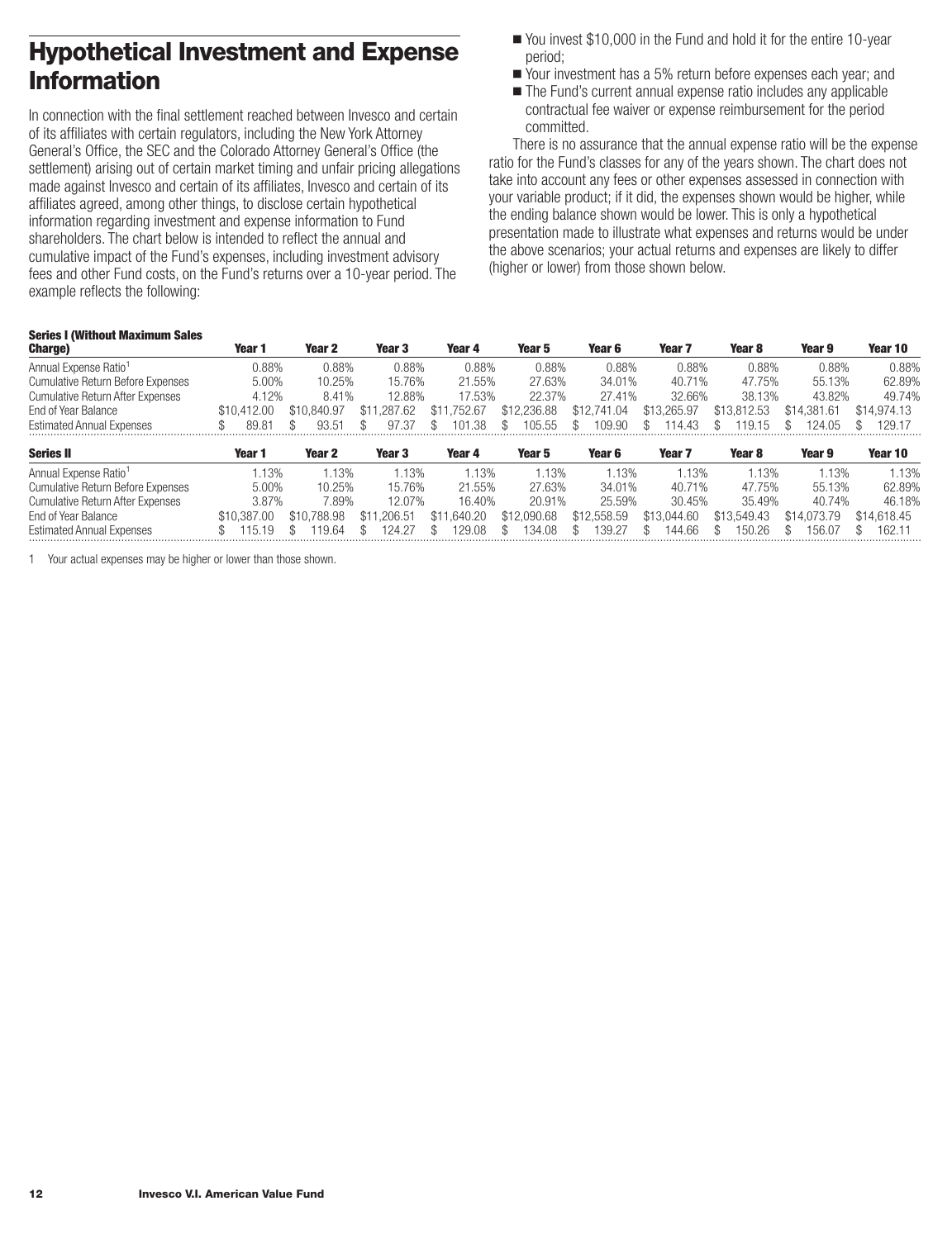## Hypothetical Investment and Expense Information

In connection with the final settlement reached between Invesco and certain of its affiliates with certain regulators, including the New York Attorney General's Office, the SEC and the Colorado Attorney General's Office (the settlement) arising out of certain market timing and unfair pricing allegations made against Invesco and certain of its affiliates, Invesco and certain of its affiliates agreed, among other things, to disclose certain hypothetical information regarding investment and expense information to Fund shareholders. The chart below is intended to reflect the annual and cumulative impact of the Fund's expenses, including investment advisory fees and other Fund costs, on the Fund's returns over a 10-year period. The example reflects the following:

- You invest $10,000 in the Fund and hold it for the entire 10-year period;
- Your investment has a 5% return before expenses each year; and
- The Fund's current annual expense ratio includes any applicable contractual fee waiver or expense reimbursement for the period committed.

There is no assurance that the annual expense ratio will be the expense ratio for the Fund's classes for any of the years shown. The chart does not take into account any fees or other expenses assessed in connection with your variable product; if it did, the expenses shown would be higher, while the ending balance shown would be lower. This is only a hypothetical presentation made to illustrate what expenses and returns would be under the above scenarios; your actual returns and expenses are likely to differ (higher or lower) from those shown below.

| Series I (Without Maximum Sales Charge) | Year 1 | Year 2 | Year 3 | Year 4 | Year 5 | Year 6 | Year 7 | Year 8 | Year 9 | Year 10 |
|---|---|---|---|---|---|---|---|---|---|---|
| Annual Expense Ratio[1] | 0.88% | 0.88% | 0.88% | 0.88% | 0.88% | 0.88% | 0.88% | 0.88% | 0.88% | 0.88% |
| Cumulative Return Before Expenses | 5.00% | 10.25% | 15.76% | 21.55% | 27.63% | 34.01% | 40.71% | 47.75% | 55.13% | 62.89% |
| Cumulative Return After Expenses | 4.12% | 8.41% | 12.88% | 17.53% | 22.37% | 27.41% | 32.66% | 38.13% | 43.82% | 49.74% |
| End of Year Balance | $10,412.00 | $10,840.97 | $11,287.62 | $11,752.67 | $12,236.88 | $12,741.04 | $13,265.97 | $13,812.53 | $14,381.61 | $14,974.13 |
| Estimated Annual Expenses | $ 89.81 | $ 93.51 | $ 97.37 | $ 101.38 | $ 105.55 | $ 109.90 | $ 114.43 | $ 119.15 | $ 124.05 | $ 129.17 |

| Series II | Year 1 | Year 2 | Year 3 | Year 4 | Year 5 | Year 6 | Year 7 | Year 8 | Year 9 | Year 10 |
|---|---|---|---|---|---|---|---|---|---|---|
| Annual Expense Ratio[1] | 1.13% | 1.13% | 1.13% | 1.13% | 1.13% | 1.13% | 1.13% | 1.13% | 1.13% | 1.13% |
| Cumulative Return Before Expenses | 5.00% | 10.25% | 15.76% | 21.55% | 27.63% | 34.01% | 40.71% | 47.75% | 55.13% | 62.89% |
| Cumulative Return After Expenses | 3.87% | 7.89% | 12.07% | 16.40% | 20.91% | 25.59% | 30.45% | 35.49% | 40.74% | 46.18% |
| End of Year Balance | $10,387.00 | $10,788.98 | $11,206.51 | $11,640.20 | $12,090.68 | $12,558.59 | $13,044.60 | $13,549.43 | $14,073.79 | $14,618.45 |
| Estimated Annual Expenses | $ 115.19 | $ 119.64 | $ 124.27 | $ 129.08 | $ 134.08 | $ 139.27 | $ 144.66 | $ 150.26 | $ 156.07 | $ 162.11 |

1 Your actual expenses may be higher or lower than those shown.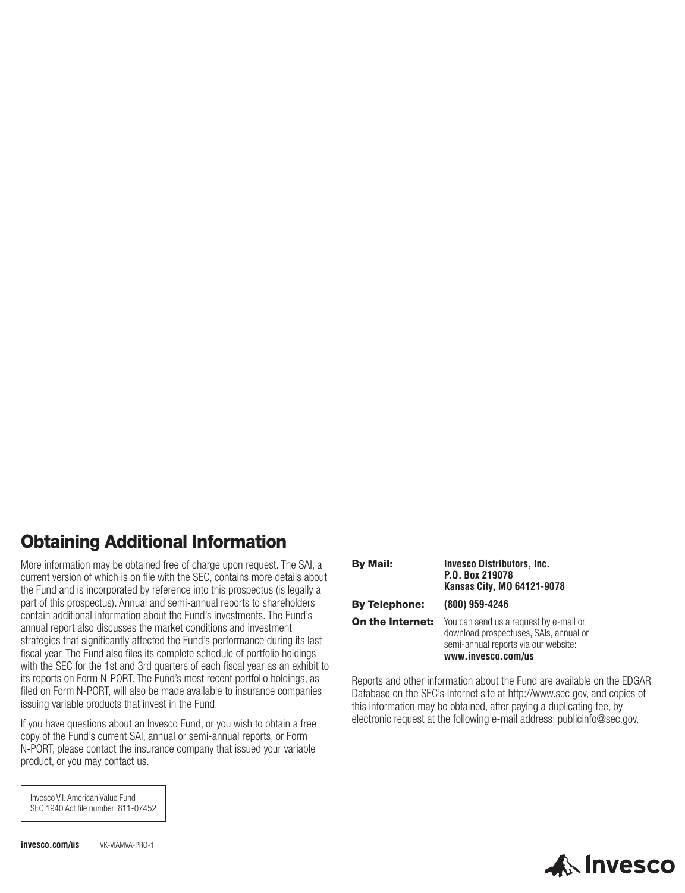## Obtaining Additional Information

More information may be obtained free of charge upon request. The SAI, a current version of which is on file with the SEC, contains more details about the Fund and is incorporated by reference into this prospectus (is legally a part of this prospectus). Annual and semi-annual reports to shareholders contain additional information about the Fund's investments. The Fund's annual report also discusses the market conditions and investment strategies that significantly affected the Fund's performance during its last fiscal year. The Fund also files its complete schedule of portfolio holdings with the SEC for the 1st and 3rd quarters of each fiscal year as an exhibit to its reports on Form N-PORT. The Fund's most recent portfolio holdings, as filed on Form N-PORT, will also be made available to insurance companies issuing variable products that invest in the Fund.

If you have questions about an Invesco Fund, or you wish to obtain a free copy of the Fund's current SAI, annual or semi-annual reports, or Form N-PORT, please contact the insurance company that issued your variable product, or you may contact us.

| | |
|---|---|
| **By Mail:** | **Invesco Distributors, Inc.<br>P.O. Box 219078<br>Kansas City, MO 64121-9078** |
| **By Telephone:** | **(800) 959-4246** |
| **On the Internet:** | You can send us a request by e-mail or download prospectuses, SAIs, annual or semi-annual reports via our website: **www.invesco.com/us** |

Reports and other information about the Fund are available on the EDGAR Database on the SEC's Internet site at http://www.sec.gov, and copies of this information may be obtained, after paying a duplicating fee, by electronic request at the following e-mail address: publicinfo@sec.gov.

Invesco V.I. American Value Fund
SEC 1940 Act file number: 811-07452

**invesco.com/us** VK-VIAMVA-PRO-1

Invesco